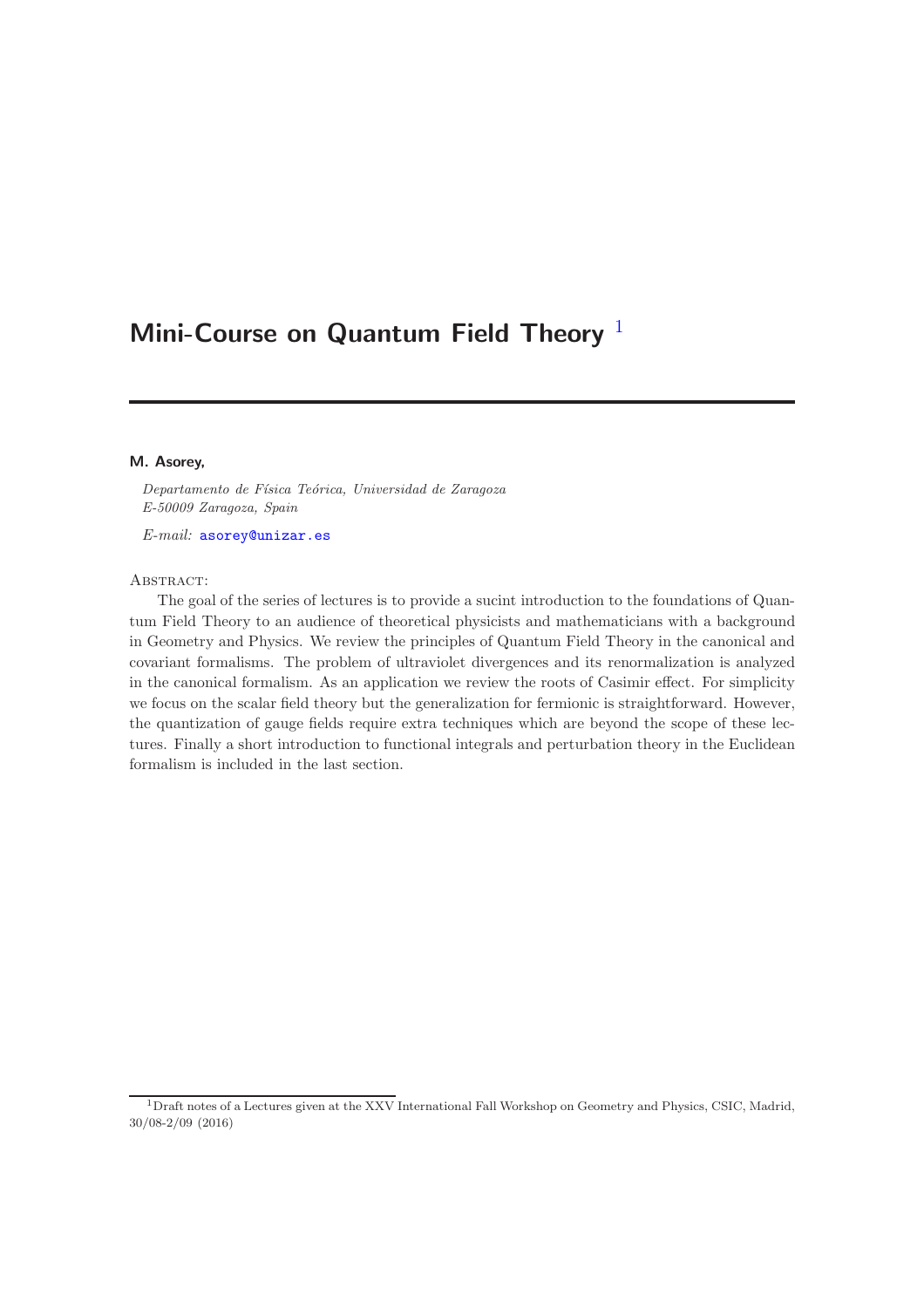# Mini-Course on Quantum Field Theory [1]

**M. Asorey,**

*Departamento de Física Teórica, Universidad de Zaragoza*
*E-50009 Zaragoza, Spain*

*E-mail:* asorey@unizar.es

Abstract:

The goal of the series of lectures is to provide a sucint introduction to the foundations of Quantum Field Theory to an audience of theoretical physicists and mathematicians with a background in Geometry and Physics. We review the principles of Quantum Field Theory in the canonical and covariant formalisms. The problem of ultraviolet divergences and its renormalization is analyzed in the canonical formalism. As an application we review the roots of Casimir effect. For simplicity we focus on the scalar field theory but the generalization for fermionic is straightforward. However, the quantization of gauge fields require extra techniques which are beyond the scope of these lectures. Finally a short introduction to functional integrals and perturbation theory in the Euclidean formalism is included in the last section.

[1] Draft notes of a Lectures given at the XXV International Fall Workshop on Geometry and Physics, CSIC, Madrid, 30/08-2/09 (2016)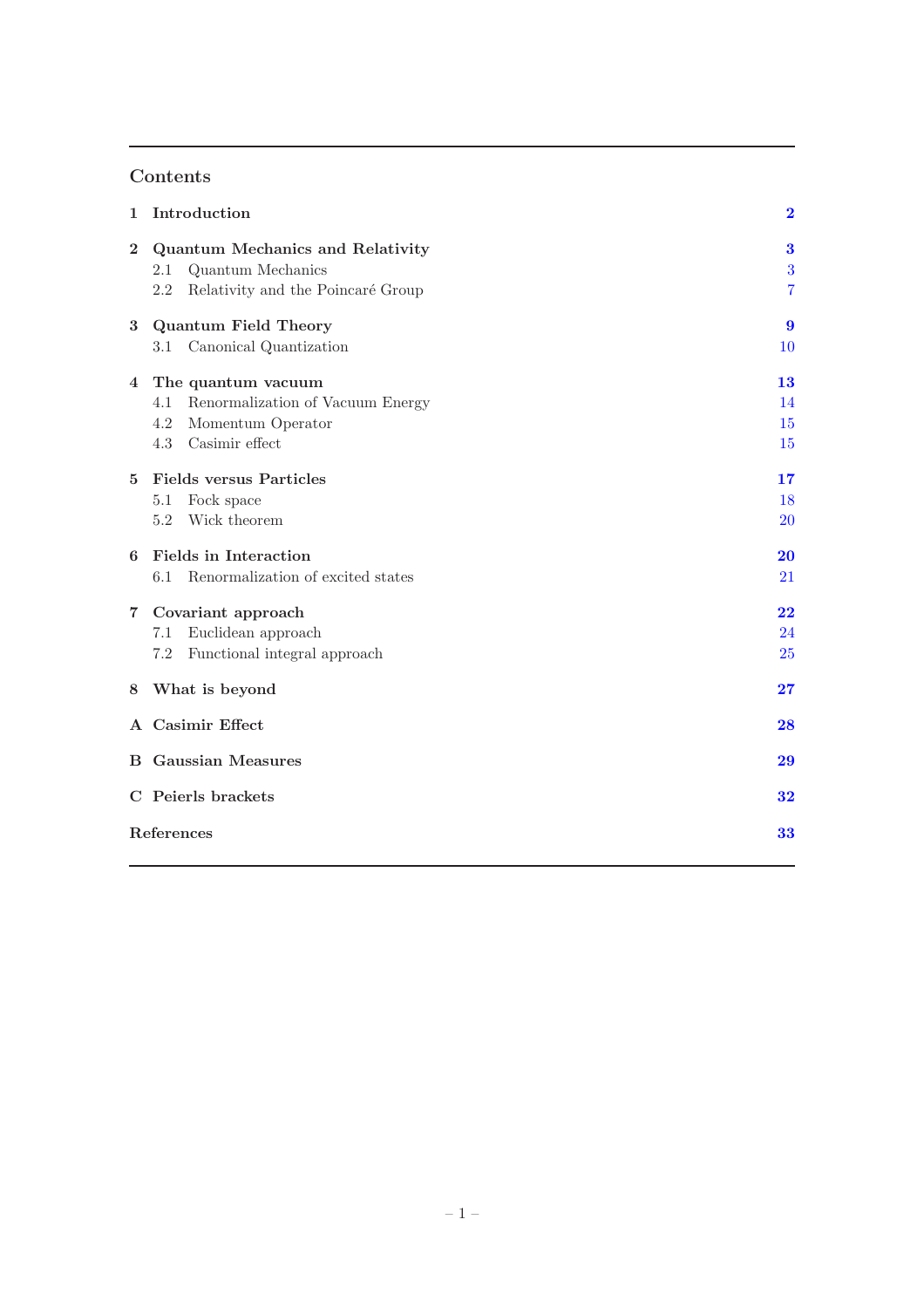## Contents

- **1 Introduction** — **2**
- **2 Quantum Mechanics and Relativity** — **3**
  - 2.1 Quantum Mechanics — 3
  - 2.2 Relativity and the Poincaré Group — 7
- **3 Quantum Field Theory** — **9**
  - 3.1 Canonical Quantization — 10
- **4 The quantum vacuum** — **13**
  - 4.1 Renormalization of Vacuum Energy — 14
  - 4.2 Momentum Operator — 15
  - 4.3 Casimir effect — 15
- **5 Fields versus Particles** — **17**
  - 5.1 Fock space — 18
  - 5.2 Wick theorem — 20
- **6 Fields in Interaction** — **20**
  - 6.1 Renormalization of excited states — 21
- **7 Covariant approach** — **22**
  - 7.1 Euclidean approach — 24
  - 7.2 Functional integral approach — 25
- **8 What is beyond** — **27**
- **A Casimir Effect** — **28**
- **B Gaussian Measures** — **29**
- **C Peierls brackets** — **32**
- **References** — **33**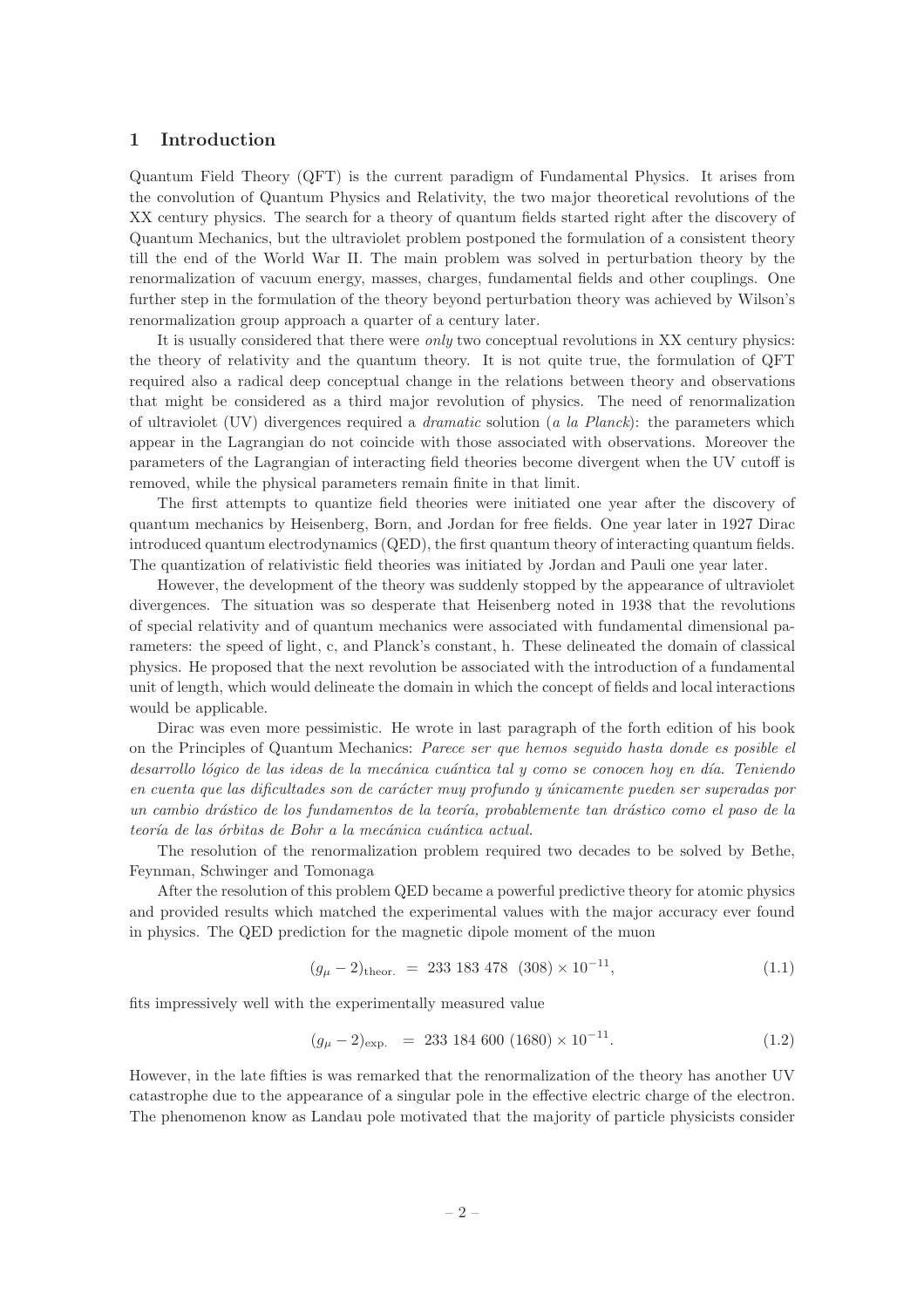## 1 Introduction

Quantum Field Theory (QFT) is the current paradigm of Fundamental Physics. It arises from the convolution of Quantum Physics and Relativity, the two major theoretical revolutions of the XX century physics. The search for a theory of quantum fields started right after the discovery of Quantum Mechanics, but the ultraviolet problem postponed the formulation of a consistent theory till the end of the World War II. The main problem was solved in perturbation theory by the renormalization of vacuum energy, masses, charges, fundamental fields and other couplings. One further step in the formulation of the theory beyond perturbation theory was achieved by Wilson's renormalization group approach a quarter of a century later.

It is usually considered that there were *only* two conceptual revolutions in XX century physics: the theory of relativity and the quantum theory. It is not quite true, the formulation of QFT required also a radical deep conceptual change in the relations between theory and observations that might be considered as a third major revolution of physics. The need of renormalization of ultraviolet (UV) divergences required a *dramatic* solution (*a la Planck*): the parameters which appear in the Lagrangian do not coincide with those associated with observations. Moreover the parameters of the Lagrangian of interacting field theories become divergent when the UV cutoff is removed, while the physical parameters remain finite in that limit.

The first attempts to quantize field theories were initiated one year after the discovery of quantum mechanics by Heisenberg, Born, and Jordan for free fields. One year later in 1927 Dirac introduced quantum electrodynamics (QED), the first quantum theory of interacting quantum fields. The quantization of relativistic field theories was initiated by Jordan and Pauli one year later.

However, the development of the theory was suddenly stopped by the appearance of ultraviolet divergences. The situation was so desperate that Heisenberg noted in 1938 that the revolutions of special relativity and of quantum mechanics were associated with fundamental dimensional parameters: the speed of light, c, and Planck's constant, h. These delineated the domain of classical physics. He proposed that the next revolution be associated with the introduction of a fundamental unit of length, which would delineate the domain in which the concept of fields and local interactions would be applicable.

Dirac was even more pessimistic. He wrote in last paragraph of the forth edition of his book on the Principles of Quantum Mechanics: *Parece ser que hemos seguido hasta donde es posible el desarrollo lógico de las ideas de la mecánica cuántica tal y como se conocen hoy en día. Teniendo en cuenta que las dificultades son de carácter muy profundo y únicamente pueden ser superadas por un cambio drástico de los fundamentos de la teoría, probablemente tan drástico como el paso de la teoría de las órbitas de Bohr a la mecánica cuántica actual.*

The resolution of the renormalization problem required two decades to be solved by Bethe, Feynman, Schwinger and Tomonaga

After the resolution of this problem QED became a powerful predictive theory for atomic physics and provided results which matched the experimental values with the major accuracy ever found in physics. The QED prediction for the magnetic dipole moment of the muon

$$(g_\mu - 2)_{\text{theor.}} \;=\; 233\ 183\ 478\ \ (308) \times 10^{-11}, \tag{1.1}$$

fits impressively well with the experimentally measured value

$$(g_\mu - 2)_{\text{exp.}} \;=\; 233\ 184\ 600\ (1680) \times 10^{-11}. \tag{1.2}$$

However, in the late fifties is was remarked that the renormalization of the theory has another UV catastrophe due to the appearance of a singular pole in the effective electric charge of the electron. The phenomenon know as Landau pole motivated that the majority of particle physicists consider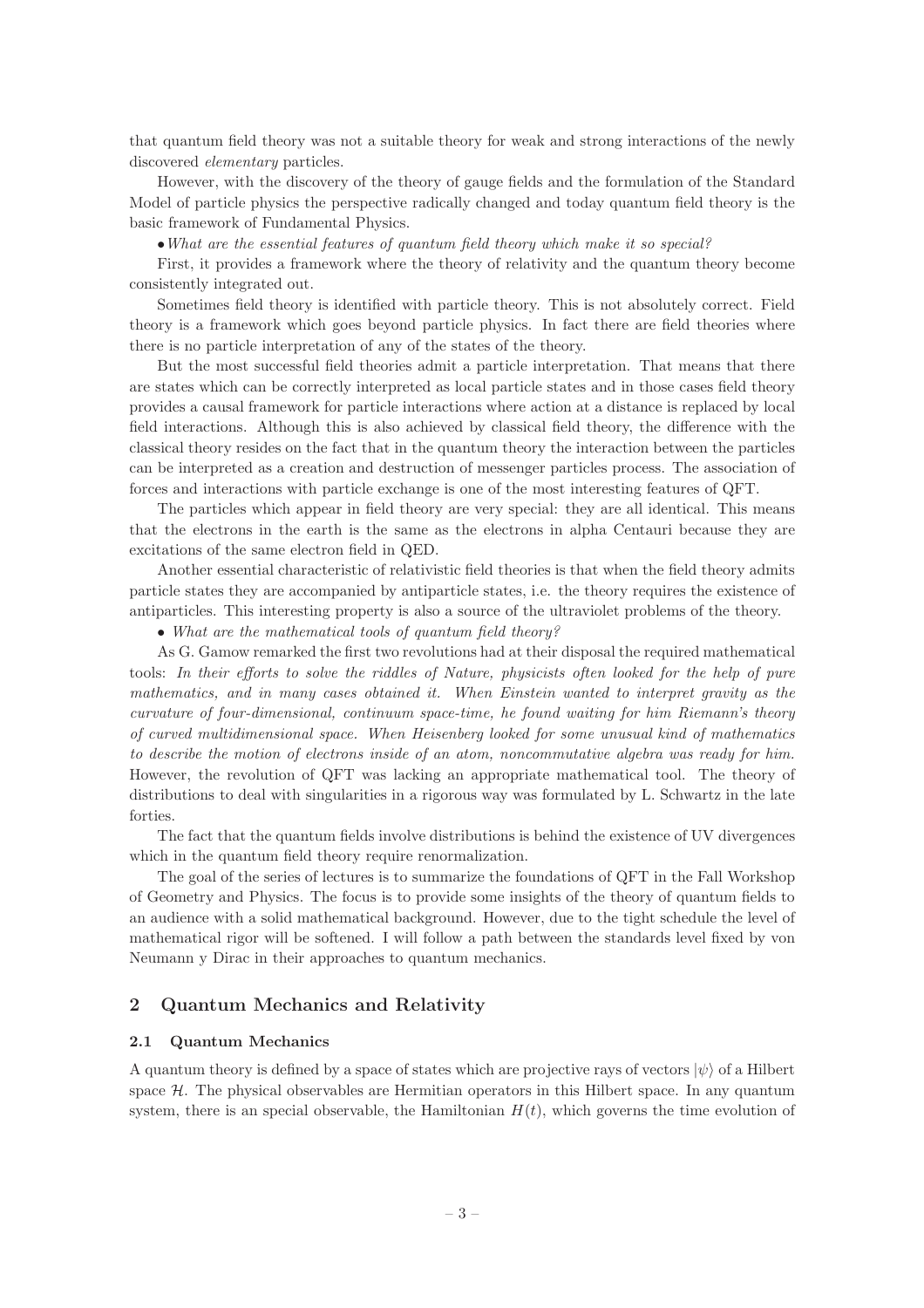that quantum field theory was not a suitable theory for weak and strong interactions of the newly discovered *elementary* particles.

However, with the discovery of the theory of gauge fields and the formulation of the Standard Model of particle physics the perspective radically changed and today quantum field theory is the basic framework of Fundamental Physics.

• *What are the essential features of quantum field theory which make it so special?*

First, it provides a framework where the theory of relativity and the quantum theory become consistently integrated out.

Sometimes field theory is identified with particle theory. This is not absolutely correct. Field theory is a framework which goes beyond particle physics. In fact there are field theories where there is no particle interpretation of any of the states of the theory.

But the most successful field theories admit a particle interpretation. That means that there are states which can be correctly interpreted as local particle states and in those cases field theory provides a causal framework for particle interactions where action at a distance is replaced by local field interactions. Although this is also achieved by classical field theory, the difference with the classical theory resides on the fact that in the quantum theory the interaction between the particles can be interpreted as a creation and destruction of messenger particles process. The association of forces and interactions with particle exchange is one of the most interesting features of QFT.

The particles which appear in field theory are very special: they are all identical. This means that the electrons in the earth is the same as the electrons in alpha Centauri because they are excitations of the same electron field in QED.

Another essential characteristic of relativistic field theories is that when the field theory admits particle states they are accompanied by antiparticle states, i.e. the theory requires the existence of antiparticles. This interesting property is also a source of the ultraviolet problems of the theory.

• *What are the mathematical tools of quantum field theory?*

As G. Gamow remarked the first two revolutions had at their disposal the required mathematical tools: *In their efforts to solve the riddles of Nature, physicists often looked for the help of pure mathematics, and in many cases obtained it. When Einstein wanted to interpret gravity as the curvature of four-dimensional, continuum space-time, he found waiting for him Riemann's theory of curved multidimensional space. When Heisenberg looked for some unusual kind of mathematics to describe the motion of electrons inside of an atom, noncommutative algebra was ready for him.* However, the revolution of QFT was lacking an appropriate mathematical tool. The theory of distributions to deal with singularities in a rigorous way was formulated by L. Schwartz in the late forties.

The fact that the quantum fields involve distributions is behind the existence of UV divergences which in the quantum field theory require renormalization.

The goal of the series of lectures is to summarize the foundations of QFT in the Fall Workshop of Geometry and Physics. The focus is to provide some insights of the theory of quantum fields to an audience with a solid mathematical background. However, due to the tight schedule the level of mathematical rigor will be softened. I will follow a path between the standards level fixed by von Neumann y Dirac in their approaches to quantum mechanics.

## 2 Quantum Mechanics and Relativity

### 2.1 Quantum Mechanics

A quantum theory is defined by a space of states which are projective rays of vectors $|\psi\rangle$ of a Hilbert space $\mathcal{H}$. The physical observables are Hermitian operators in this Hilbert space. In any quantum system, there is an special observable, the Hamiltonian $H(t)$, which governs the time evolution of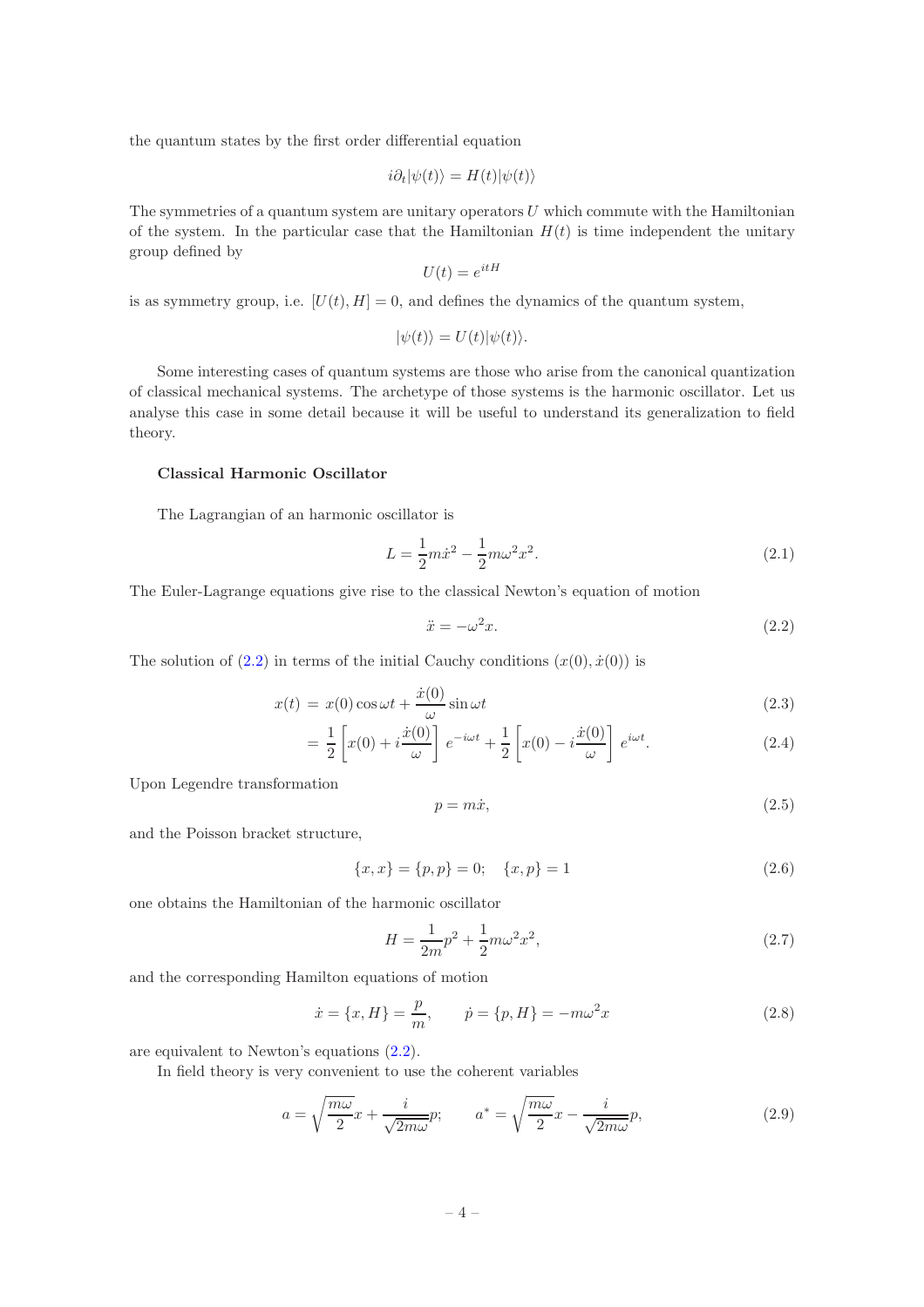the quantum states by the first order differential equation

$$i\partial_t|\psi(t)\rangle = H(t)|\psi(t)\rangle$$

The symmetries of a quantum system are unitary operators $U$ which commute with the Hamiltonian of the system. In the particular case that the Hamiltonian $H(t)$ is time independent the unitary group defined by

$$U(t) = e^{itH}$$

is as symmetry group, i.e. $[U(t), H] = 0$, and defines the dynamics of the quantum system,

$$|\psi(t)\rangle = U(t)|\psi(t)\rangle.$$

Some interesting cases of quantum systems are those who arise from the canonical quantization of classical mechanical systems. The archetype of those systems is the harmonic oscillator. Let us analyse this case in some detail because it will be useful to understand its generalization to field theory.

**Classical Harmonic Oscillator**

The Lagrangian of an harmonic oscillator is

$$L = \frac{1}{2}m\dot{x}^2 - \frac{1}{2}m\omega^2 x^2. \tag{2.1}$$

The Euler-Lagrange equations give rise to the classical Newton's equation of motion

$$\ddot{x} = -\omega^2 x. \tag{2.2}$$

The solution of (2.2) in terms of the initial Cauchy conditions $(x(0), \dot{x}(0))$ is

$$x(t) = x(0)\cos\omega t + \frac{\dot{x}(0)}{\omega}\sin\omega t \tag{2.3}$$

$$= \frac{1}{2}\left[x(0) + i\frac{\dot{x}(0)}{\omega}\right] e^{-i\omega t} + \frac{1}{2}\left[x(0) - i\frac{\dot{x}(0)}{\omega}\right] e^{i\omega t}. \tag{2.4}$$

Upon Legendre transformation

$$p = m\dot{x}, \tag{2.5}$$

and the Poisson bracket structure,

$$\{x, x\} = \{p, p\} = 0; \quad \{x, p\} = 1 \tag{2.6}$$

one obtains the Hamiltonian of the harmonic oscillator

$$H = \frac{1}{2m}p^2 + \frac{1}{2}m\omega^2 x^2, \tag{2.7}$$

and the corresponding Hamilton equations of motion

$$\dot{x} = \{x, H\} = \frac{p}{m}, \qquad \dot{p} = \{p, H\} = -m\omega^2 x \tag{2.8}$$

are equivalent to Newton's equations (2.2).

In field theory is very convenient to use the coherent variables

$$a = \sqrt{\frac{m\omega}{2}}x + \frac{i}{\sqrt{2m\omega}}p; \qquad a^* = \sqrt{\frac{m\omega}{2}}x - \frac{i}{\sqrt{2m\omega}}p, \tag{2.9}$$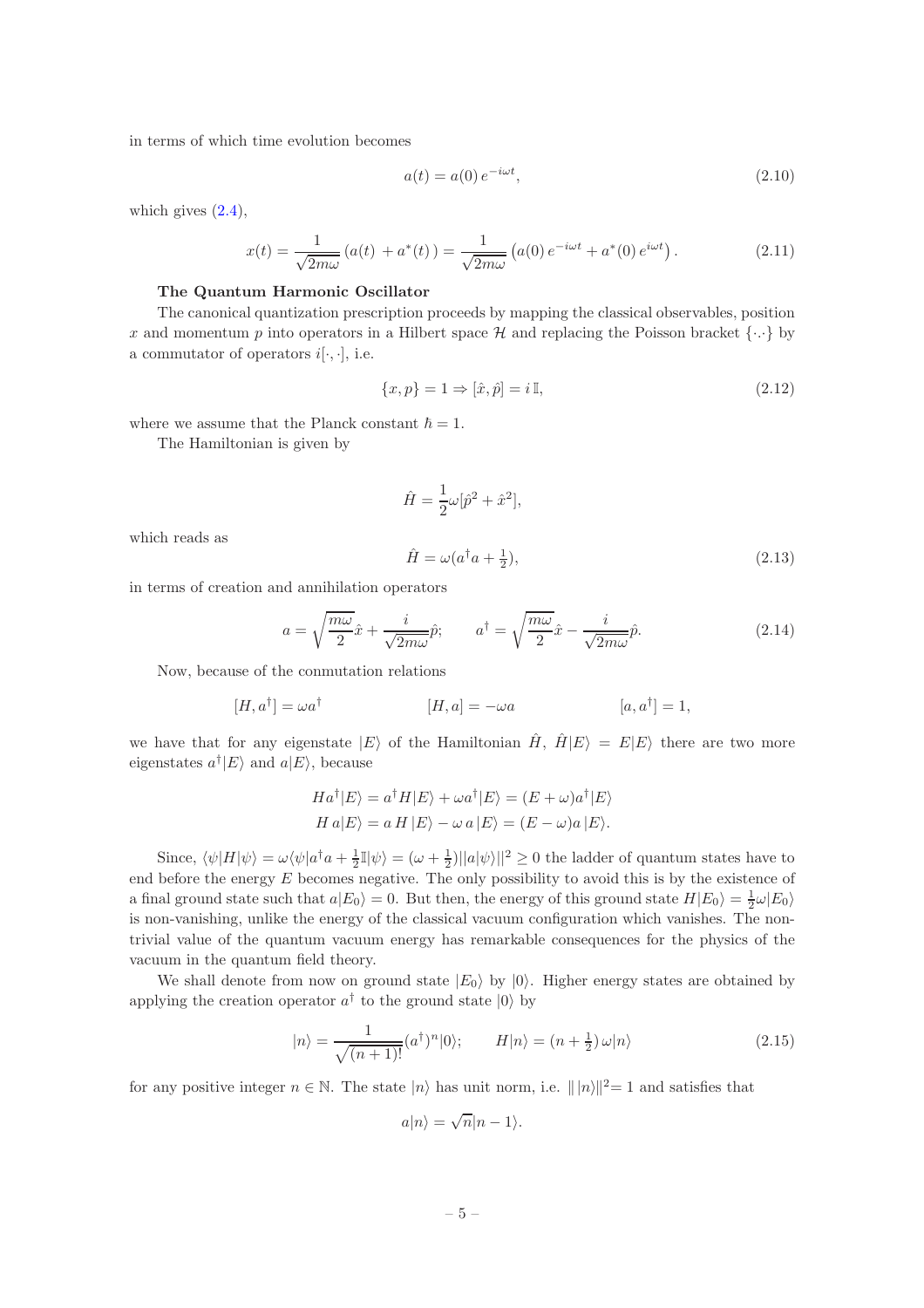in terms of which time evolution becomes

$$a(t) = a(0)\, e^{-i\omega t}, \tag{2.10}$$

which gives (2.4),

$$x(t) = \frac{1}{\sqrt{2m\omega}}\left(a(t) + a^*(t)\right) = \frac{1}{\sqrt{2m\omega}}\left(a(0)\, e^{-i\omega t} + a^*(0)\, e^{i\omega t}\right). \tag{2.11}$$

**The Quantum Harmonic Oscillator**

The canonical quantization prescription proceeds by mapping the classical observables, position $x$ and momentum $p$ into operators in a Hilbert space $\mathcal{H}$ and replacing the Poisson bracket $\{\cdot\cdot\}$ by a commutator of operators $i[\cdot,\cdot]$, i.e.

$$\{x, p\} = 1 \Rightarrow [\hat{x}, \hat{p}] = i\, \mathbb{I}, \tag{2.12}$$

where we assume that the Planck constant $\hbar = 1$.

The Hamiltonian is given by

$$\hat{H} = \frac{1}{2}\omega[\hat{p}^2 + \hat{x}^2],$$

which reads as

$$\hat{H} = \omega(a^\dagger a + \tfrac{1}{2}), \tag{2.13}$$

in terms of creation and annihilation operators

$$a = \sqrt{\frac{m\omega}{2}}\hat{x} + \frac{i}{\sqrt{2m\omega}}\hat{p}; \qquad a^\dagger = \sqrt{\frac{m\omega}{2}}\hat{x} - \frac{i}{\sqrt{2m\omega}}\hat{p}. \tag{2.14}$$

Now, because of the conmutation relations

$$[H, a^\dagger] = \omega a^\dagger \qquad\qquad [H, a] = -\omega a \qquad\qquad [a, a^\dagger] = 1,$$

we have that for any eigenstate $|E\rangle$ of the Hamiltonian $\hat{H}$, $\hat{H}|E\rangle = E|E\rangle$ there are two more eigenstates $a^\dagger|E\rangle$ and $a|E\rangle$, because

$$Ha^\dagger|E\rangle = a^\dagger H|E\rangle + \omega a^\dagger|E\rangle = (E + \omega)a^\dagger|E\rangle$$
$$H\, a|E\rangle = a\, H\, |E\rangle - \omega\, a\, |E\rangle = (E - \omega)a\, |E\rangle.$$

Since, $\langle\psi|H|\psi\rangle = \omega\langle\psi|a^\dagger a + \frac{1}{2}\mathbb{I}|\psi\rangle = (\omega + \frac{1}{2})||a|\psi\rangle||^2 \geq 0$ the ladder of quantum states have to end before the energy $E$ becomes negative. The only possibility to avoid this is by the existence of a final ground state such that $a|E_0\rangle = 0$. But then, the energy of this ground state $H|E_0\rangle = \frac{1}{2}\omega|E_0\rangle$ is non-vanishing, unlike the energy of the classical vacuum configuration which vanishes. The non-trivial value of the quantum vacuum energy has remarkable consequences for the physics of the vacuum in the quantum field theory.

We shall denote from now on ground state $|E_0\rangle$ by $|0\rangle$. Higher energy states are obtained by applying the creation operator $a^\dagger$ to the ground state $|0\rangle$ by

$$|n\rangle = \frac{1}{\sqrt{(n+1)!}}(a^\dagger)^n|0\rangle; \qquad H|n\rangle = (n + \tfrac{1}{2})\,\omega|n\rangle \tag{2.15}$$

for any positive integer $n \in \mathbb{N}$. The state $|n\rangle$ has unit norm, i.e. $\|\,|n\rangle\|^2 = 1$ and satisfies that

$$a|n\rangle = \sqrt{n}|n-1\rangle.$$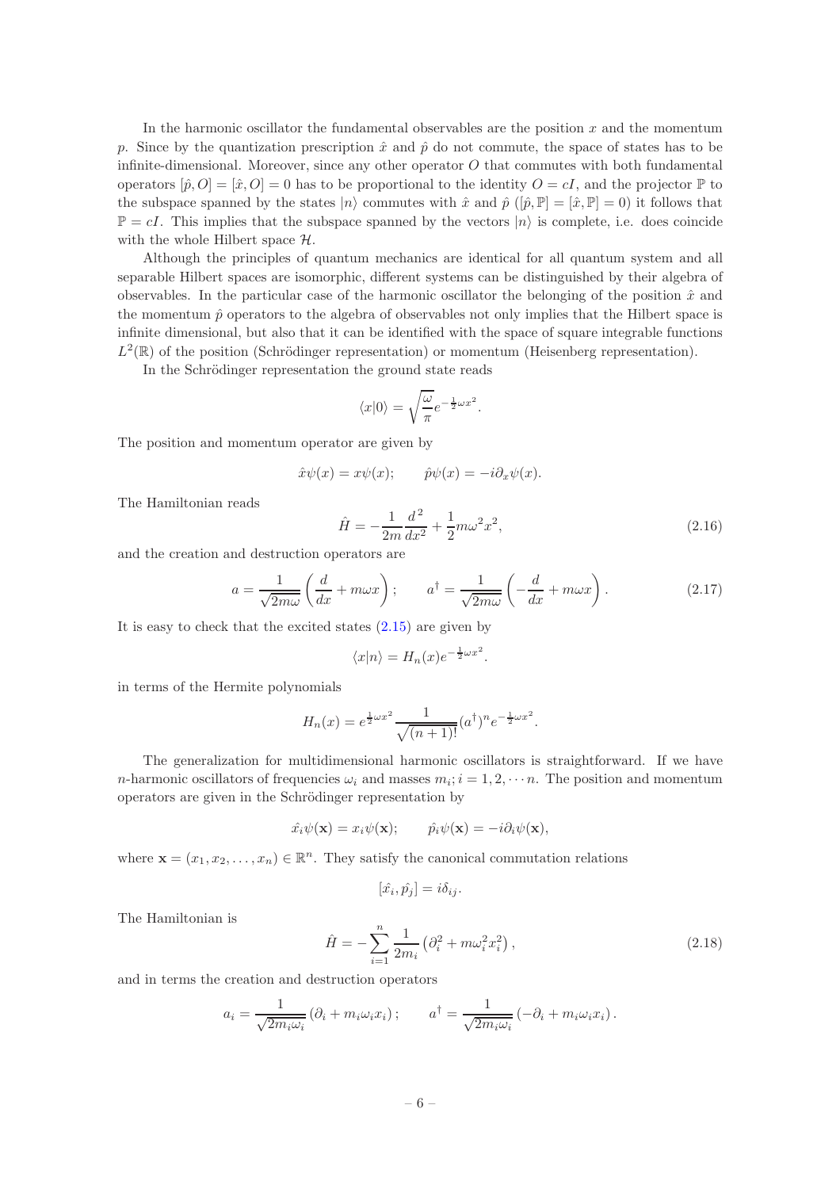In the harmonic oscillator the fundamental observables are the position $x$ and the momentum $p$. Since by the quantization prescription $\hat{x}$ and $\hat{p}$ do not commute, the space of states has to be infinite-dimensional. Moreover, since any other operator $O$ that commutes with both fundamental operators $[\hat{p}, O] = [\hat{x}, O] = 0$ has to be proportional to the identity $O = cI$, and the projector $\mathbb{P}$ to the subspace spanned by the states $|n\rangle$ commutes with $\hat{x}$ and $\hat{p}$ ($[\hat{p}, \mathbb{P}] = [\hat{x}, \mathbb{P}] = 0$) it follows that $\mathbb{P} = cI$. This implies that the subspace spanned by the vectors $|n\rangle$ is complete, i.e. does coincide with the whole Hilbert space $\mathcal{H}$.

Although the principles of quantum mechanics are identical for all quantum system and all separable Hilbert spaces are isomorphic, different systems can be distinguished by their algebra of observables. In the particular case of the harmonic oscillator the belonging of the position $\hat{x}$ and the momentum $\hat{p}$ operators to the algebra of observables not only implies that the Hilbert space is infinite dimensional, but also that it can be identified with the space of square integrable functions $L^2(\mathbb{R})$ of the position (Schrödinger representation) or momentum (Heisenberg representation).

In the Schrödinger representation the ground state reads

$$\langle x|0\rangle = \sqrt{\frac{\omega}{\pi}} e^{-\frac{1}{2}\omega x^2}.$$

The position and momentum operator are given by

$$\hat{x}\psi(x) = x\psi(x); \qquad \hat{p}\psi(x) = -i\partial_x\psi(x).$$

The Hamiltonian reads

$$\hat{H} = -\frac{1}{2m}\frac{d^2}{dx^2} + \frac{1}{2}m\omega^2 x^2, \tag{2.16}$$

and the creation and destruction operators are

$$a = \frac{1}{\sqrt{2m\omega}}\left(\frac{d}{dx} + m\omega x\right); \qquad a^\dagger = \frac{1}{\sqrt{2m\omega}}\left(-\frac{d}{dx} + m\omega x\right). \tag{2.17}$$

It is easy to check that the excited states (2.15) are given by

$$\langle x|n\rangle = H_n(x) e^{-\frac{1}{2}\omega x^2}.$$

in terms of the Hermite polynomials

$$H_n(x) = e^{\frac{1}{2}\omega x^2} \frac{1}{\sqrt{(n+1)!}} (a^\dagger)^n e^{-\frac{1}{2}\omega x^2}.$$

The generalization for multidimensional harmonic oscillators is straightforward. If we have $n$-harmonic oscillators of frequencies $\omega_i$ and masses $m_i; i = 1, 2, \cdots n$. The position and momentum operators are given in the Schrödinger representation by

$$\hat{x_i}\psi(\mathbf{x}) = x_i\psi(\mathbf{x}); \qquad \hat{p_i}\psi(\mathbf{x}) = -i\partial_i\psi(\mathbf{x}),$$

where $\mathbf{x} = (x_1, x_2, \ldots, x_n) \in \mathbb{R}^n$. They satisfy the canonical commutation relations

$$[\hat{x_i}, \hat{p_j}] = i\delta_{ij}.$$

The Hamiltonian is

$$\hat{H} = -\sum_{i=1}^{n} \frac{1}{2m_i}\left(\partial_i^2 + m\omega_i^2 x_i^2\right), \tag{2.18}$$

and in terms the creation and destruction operators

$$a_i = \frac{1}{\sqrt{2m_i\omega_i}}\left(\partial_i + m_i\omega_i x_i\right); \qquad a^\dagger = \frac{1}{\sqrt{2m_i\omega_i}}\left(-\partial_i + m_i\omega_i x_i\right).$$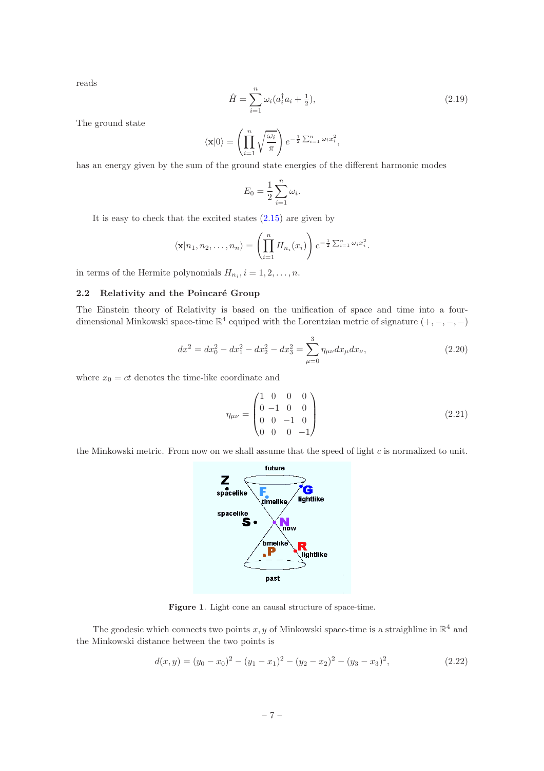reads

$$\hat{H} = \sum_{i=1}^{n} \omega_i (a_i^\dagger a_i + \tfrac{1}{2}), \tag{2.19}$$

The ground state

$$\langle \mathbf{x}|0\rangle = \left(\prod_{i=1}^{n} \sqrt{\frac{\omega_i}{\pi}}\right) e^{-\frac{1}{2}\sum_{i=1}^{n} \omega_i x_i^2},$$

has an energy given by the sum of the ground state energies of the different harmonic modes

$$E_0 = \frac{1}{2}\sum_{i=1}^{n} \omega_i.$$

It is easy to check that the excited states (2.15) are given by

$$\langle \mathbf{x}|n_1, n_2, \ldots, n_n\rangle = \left(\prod_{i=1}^{n} H_{n_i}(x_i)\right) e^{-\frac{1}{2}\sum_{i=1}^{n} \omega_i x_i^2}.$$

in terms of the Hermite polynomials $H_{n_i}, i = 1, 2, \ldots, n$.

### 2.2 Relativity and the Poincaré Group

The Einstein theory of Relativity is based on the unification of space and time into a four-dimensional Minkowski space-time $\mathbb{R}^4$ equiped with the Lorentzian metric of signature $(+,-,-,-)$

$$dx^2 = dx_0^2 - dx_1^2 - dx_2^2 - dx_3^2 = \sum_{\mu=0}^{3} \eta_{\mu\nu} dx_\mu dx_\nu, \tag{2.20}$$

where $x_0 = ct$ denotes the time-like coordinate and

$$\eta_{\mu\nu} = \begin{pmatrix} 1 & 0 & 0 & 0 \\ 0 & -1 & 0 & 0 \\ 0 & 0 & -1 & 0 \\ 0 & 0 & 0 & -1 \end{pmatrix} \tag{2.21}$$

the Minkowski metric. From now on we shall assume that the speed of light $c$ is normalized to unit.

**Figure 1**. Light cone an causal structure of space-time.

The geodesic which connects two points $x, y$ of Minkowski space-time is a straighline in $\mathbb{R}^4$ and the Minkowski distance between the two points is

$$d(x, y) = (y_0 - x_0)^2 - (y_1 - x_1)^2 - (y_2 - x_2)^2 - (y_3 - x_3)^2, \tag{2.22}$$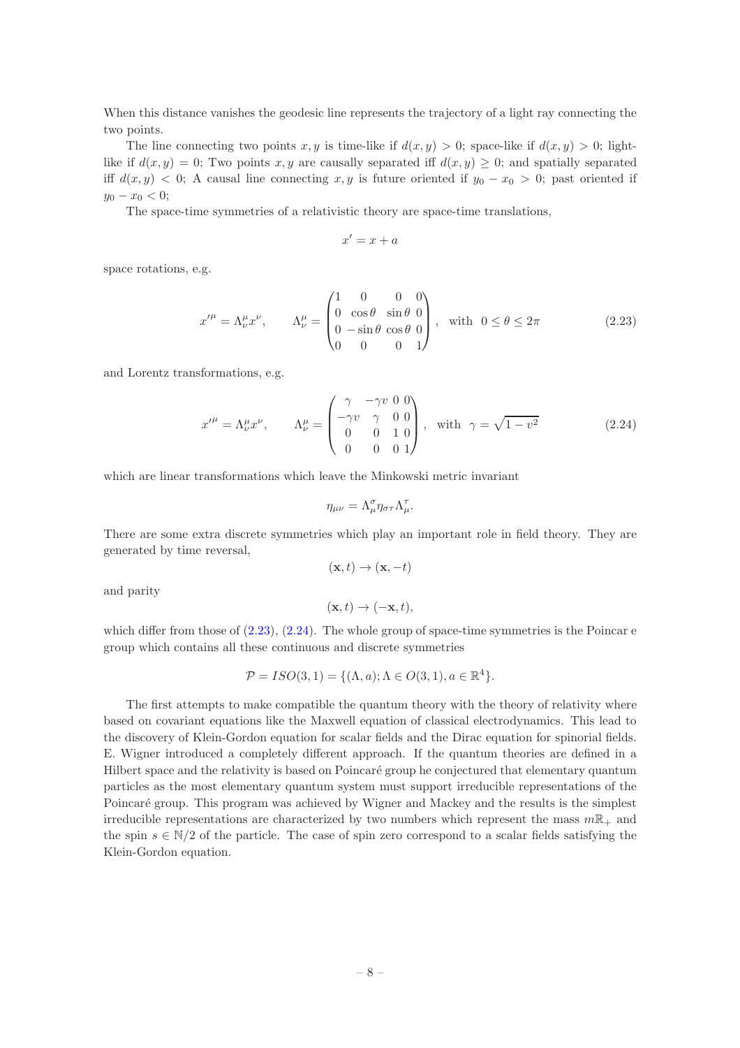When this distance vanishes the geodesic line represents the trajectory of a light ray connecting the two points.

The line connecting two points $x, y$ is time-like if $d(x, y) > 0$; space-like if $d(x, y) > 0$; light-like if $d(x, y) = 0$; Two points $x, y$ are causally separated iff $d(x, y) \geq 0$; and spatially separated iff $d(x, y) < 0$; A causal line connecting $x, y$ is future oriented if $y_0 - x_0 > 0$; past oriented if $y_0 - x_0 < 0$;

The space-time symmetries of a relativistic theory are space-time translations,

$$x' = x + a$$

space rotations, e.g.

$$x'^{\mu} = \Lambda^{\mu}_{\nu} x^{\nu}, \qquad \Lambda^{\mu}_{\nu} = \begin{pmatrix} 1 & 0 & 0 & 0 \\ 0 & \cos\theta & \sin\theta & 0 \\ 0 & -\sin\theta & \cos\theta & 0 \\ 0 & 0 & 0 & 1 \end{pmatrix}, \quad \text{with} \ \ 0 \leq \theta \leq 2\pi \tag{2.23}$$

and Lorentz transformations, e.g.

$$x'^{\mu} = \Lambda^{\mu}_{\nu} x^{\nu}, \qquad \Lambda^{\mu}_{\nu} = \begin{pmatrix} \gamma & -\gamma v & 0 & 0 \\ -\gamma v & \gamma & 0 & 0 \\ 0 & 0 & 1 & 0 \\ 0 & 0 & 0 & 1 \end{pmatrix}, \quad \text{with} \ \ \gamma = \sqrt{1 - v^2} \tag{2.24}$$

which are linear transformations which leave the Minkowski metric invariant

$$\eta_{\mu\nu} = \Lambda^{\sigma}_{\mu} \eta_{\sigma\tau} \Lambda^{\tau}_{\mu}.$$

There are some extra discrete symmetries which play an important role in field theory. They are generated by time reversal,

$$(\mathbf{x}, t) \to (\mathbf{x}, -t)$$

and parity

$$(\mathbf{x}, t) \to (-\mathbf{x}, t),$$

which differ from those of (2.23), (2.24). The whole group of space-time symmetries is the Poincar e group which contains all these continuous and discrete symmetries

$$\mathcal{P} = ISO(3, 1) = \{(\Lambda, a); \Lambda \in O(3, 1), a \in \mathbb{R}^4\}.$$

The first attempts to make compatible the quantum theory with the theory of relativity where based on covariant equations like the Maxwell equation of classical electrodynamics. This lead to the discovery of Klein-Gordon equation for scalar fields and the Dirac equation for spinorial fields. E. Wigner introduced a completely different approach. If the quantum theories are defined in a Hilbert space and the relativity is based on Poincaré group he conjectured that elementary quantum particles as the most elementary quantum system must support irreducible representations of the Poincaré group. This program was achieved by Wigner and Mackey and the results is the simplest irreducible representations are characterized by two numbers which represent the mass $m\mathbb{R}_+$ and the spin $s \in \mathbb{N}/2$ of the particle. The case of spin zero correspond to a scalar fields satisfying the Klein-Gordon equation.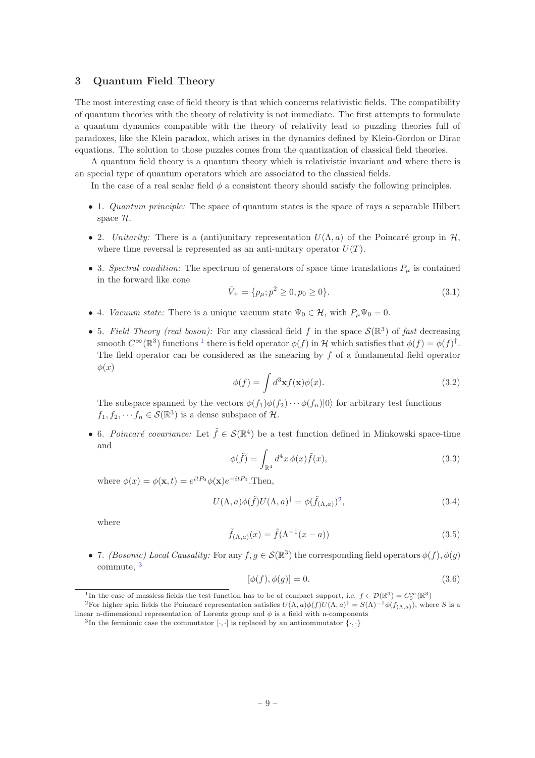## 3 Quantum Field Theory

The most interesting case of field theory is that which concerns relativistic fields. The compatibility of quantum theories with the theory of relativity is not immediate. The first attempts to formulate a quantum dynamics compatible with the theory of relativity lead to puzzling theories full of paradoxes, like the Klein paradox, which arises in the dynamics defined by Klein-Gordon or Dirac equations. The solution to those puzzles comes from the quantization of classical field theories.

A quantum field theory is a quantum theory which is relativistic invariant and where there is an special type of quantum operators which are associated to the classical fields.

In the case of a real scalar field $\phi$ a consistent theory should satisfy the following principles.

- 1. *Quantum principle:* The space of quantum states is the space of rays a separable Hilbert space $\mathcal{H}$.
- 2. *Unitarity:* There is a (anti)unitary representation $U(\Lambda, a)$ of the Poincaré group in $\mathcal{H}$, where time reversal is represented as an anti-unitary operator $U(T)$.
- 3. *Spectral condition:* The spectrum of generators of space time translations $P_\mu$ is contained in the forward like cone

$$\bar{V}_+ = \{p_\mu; p^2 \geq 0, p_0 \geq 0\}. \tag{3.1}$$

- 4. *Vacuum state:* There is a unique vacuum state $\Psi_0 \in \mathcal{H}$, with $P_\mu \Psi_0 = 0$.
- 5. *Field Theory (real boson):* For any classical field $f$ in the space $\mathcal{S}(\mathbb{R}^3)$ of *fast* decreasing smooth $C^\infty(\mathbb{R}^3)$ functions [1] there is field operator $\phi(f)$ in $\mathcal{H}$ which satisfies that $\phi(f) = \phi(f)^\dagger$. The field operator can be considered as the smearing by $f$ of a fundamental field operator $\phi(x)$

$$\phi(f) = \int d^3\mathbf{x} f(\mathbf{x}) \phi(x). \tag{3.2}$$

  The subspace spanned by the vectors $\phi(f_1)\phi(f_2)\cdots\phi(f_n)|0\rangle$ for arbitrary test functions $f_1, f_2, \cdots f_n \in \mathcal{S}(\mathbb{R}^3)$ is a dense subspace of $\mathcal{H}$.

- 6. *Poincaré covariance:* Let $\tilde{f} \in \mathcal{S}(\mathbb{R}^4)$ be a test function defined in Minkowski space-time and

$$\phi(\tilde{f}) = \int_{\mathbb{R}^4} d^4x \, \phi(x) \tilde{f}(x), \tag{3.3}$$

  where $\phi(x) = \phi(\mathbf{x}, t) = e^{itP_0} \phi(\mathbf{x}) e^{-itP_0}$.Then,

$$U(\Lambda, a)\phi(\tilde{f})U(\Lambda, a)^\dagger = \phi(\tilde{f}_{(\Lambda,a)}) [2], \tag{3.4}$$

  where

$$\tilde{f}_{(\Lambda,a)}(x) = \tilde{f}(\Lambda^{-1}(x - a)) \tag{3.5}$$

- 7. *(Bosonic) Local Causality:* For any $f, g \in \mathcal{S}(\mathbb{R}^3)$ the corresponding field operators $\phi(f), \phi(g)$ commute, [3]

$$[\phi(f), \phi(g)] = 0. \tag{3.6}$$

---

[1] In the case of massless fields the test function has to be of compact support, i.e. $f \in \mathcal{D}(\mathbb{R}^3) = C_0^\infty(\mathbb{R}^3)$

[2] For higher spin fields the Poincaré representation satisfies $U(\Lambda, a)\phi(f)U(\Lambda, a)^\dagger = S(\Lambda)^{-1}\phi(f_{(\Lambda,a)})$, where $S$ is a linear n-dimensional representation of Lorentz group and $\phi$ is a field with n-components

[3] In the fermionic case the commutator $[\cdot, \cdot]$ is replaced by an anticommutator $\{\cdot, \cdot\}$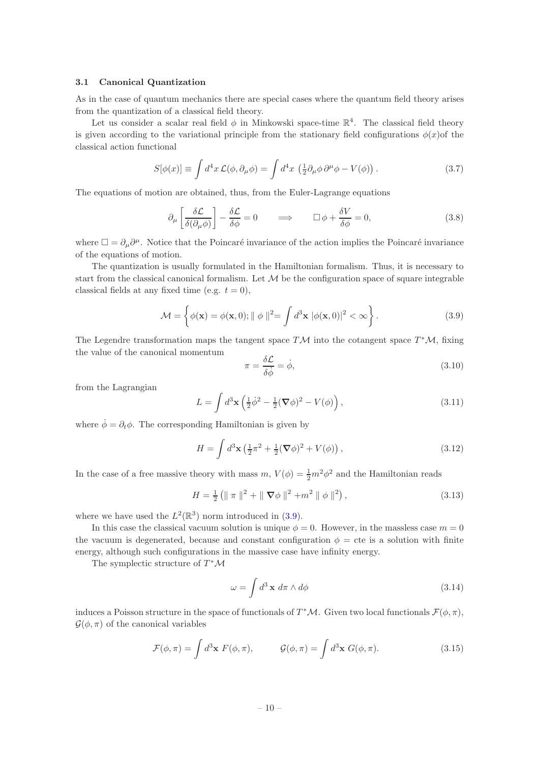### 3.1 Canonical Quantization

As in the case of quantum mechanics there are special cases where the quantum field theory arises from the quantization of a classical field theory.

Let us consider a scalar real field $\phi$ in Minkowski space-time $\mathbb{R}^4$. The classical field theory is given according to the variational principle from the stationary field configurations $\phi(x)$of the classical action functional

$$S[\phi(x)] \equiv \int d^4x \, \mathcal{L}(\phi, \partial_\mu \phi) = \int d^4x \, \left( \tfrac{1}{2} \partial_\mu \phi \, \partial^\mu \phi - V(\phi) \right). \tag{3.7}$$

The equations of motion are obtained, thus, from the Euler-Lagrange equations

$$\partial_\mu \left[ \frac{\delta \mathcal{L}}{\delta(\partial_\mu \phi)} \right] - \frac{\delta \mathcal{L}}{\delta \phi} = 0 \qquad \Longrightarrow \qquad \Box \, \phi + \frac{\delta V}{\delta \phi} = 0, \tag{3.8}$$

where $\Box = \partial_\mu \partial^\mu$. Notice that the Poincaré invariance of the action implies the Poincaré invariance of the equations of motion.

The quantization is usually formulated in the Hamiltonian formalism. Thus, it is necessary to start from the classical canonical formalism. Let $\mathcal{M}$ be the configuration space of square integrable classical fields at any fixed time (e.g. $t = 0$),

$$\mathcal{M} = \left\{ \phi(\mathbf{x}) = \phi(\mathbf{x}, 0); \| \, \phi \, \|^2 = \int d^3\mathbf{x} \; |\phi(\mathbf{x}, 0)|^2 < \infty \right\}. \tag{3.9}$$

The Legendre transformation maps the tangent space $T\mathcal{M}$ into the cotangent space $T^*\mathcal{M}$, fixing the value of the canonical momentum

$$\pi = \frac{\delta \mathcal{L}}{\delta \dot{\phi}} = \dot{\phi}, \tag{3.10}$$

from the Lagrangian

$$L = \int d^3\mathbf{x} \left( \tfrac{1}{2} \dot{\phi}^2 - \tfrac{1}{2} (\boldsymbol{\nabla} \phi)^2 - V(\phi) \right), \tag{3.11}$$

where $\dot{\phi} = \partial_t \phi$. The corresponding Hamiltonian is given by

$$H = \int d^3\mathbf{x} \left( \tfrac{1}{2} \pi^2 + \tfrac{1}{2} (\boldsymbol{\nabla} \phi)^2 + V(\phi) \right), \tag{3.12}$$

In the case of a free massive theory with mass $m$, $V(\phi) = \frac{1}{2} m^2 \phi^2$ and the Hamiltonian reads

$$H = \tfrac{1}{2} \left( \| \, \pi \, \|^2 + \| \, \boldsymbol{\nabla} \phi \, \|^2 + m^2 \, \| \, \phi \, \|^2 \right), \tag{3.13}$$

where we have used the $L^2(\mathbb{R}^3)$ norm introduced in (3.9).

In this case the classical vacuum solution is unique $\phi = 0$. However, in the massless case $m = 0$ the vacuum is degenerated, because and constant configuration $\phi = \text{cte}$ is a solution with finite energy, although such configurations in the massive case have infinity energy.

The symplectic structure of $T^*\mathcal{M}$

$$\omega = \int d^3 \, \mathbf{x} \; d\pi \wedge d\phi \tag{3.14}$$

induces a Poisson structure in the space of functionals of $T^*\mathcal{M}$. Given two local functionals $\mathcal{F}(\phi, \pi)$, $\mathcal{G}(\phi, \pi)$ of the canonical variables

$$\mathcal{F}(\phi, \pi) = \int d^3\mathbf{x} \; F(\phi, \pi), \qquad \mathcal{G}(\phi, \pi) = \int d^3\mathbf{x} \; G(\phi, \pi). \tag{3.15}$$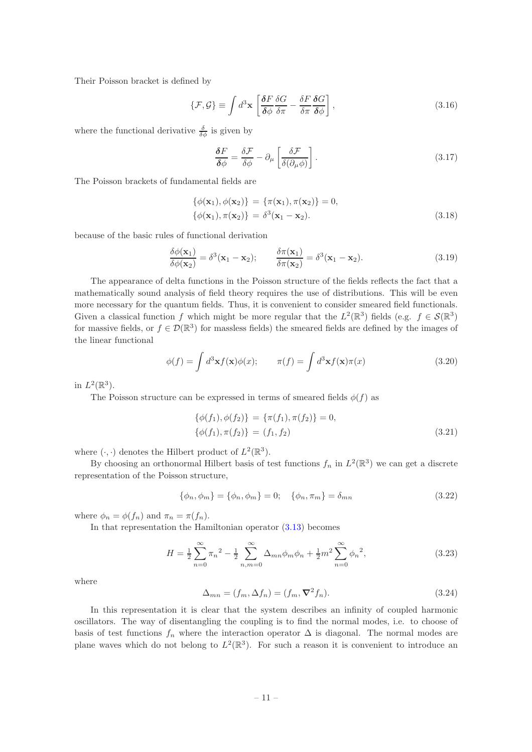Their Poisson bracket is defined by

$$\{\mathcal{F},\mathcal{G}\} \equiv \int d^3\mathbf{x} \left[ \frac{\boldsymbol{\delta} F}{\boldsymbol{\delta}\phi} \frac{\delta G}{\delta \pi} - \frac{\delta F}{\delta \pi} \frac{\boldsymbol{\delta} G}{\boldsymbol{\delta} \phi} \right], \tag{3.16}$$

where the functional derivative $\frac{\delta}{\delta\phi}$ is given by

$$\frac{\boldsymbol{\delta} F}{\boldsymbol{\delta}\phi} = \frac{\delta \mathcal{F}}{\delta \phi} - \partial_\mu \left[ \frac{\delta \mathcal{F}}{\delta(\partial_\mu \phi)} \right]. \tag{3.17}$$

The Poisson brackets of fundamental fields are

$$\begin{aligned} \{\phi(\mathbf{x}_1), \phi(\mathbf{x}_2)\} &= \{\pi(\mathbf{x}_1), \pi(\mathbf{x}_2)\} = 0, \\ \{\phi(\mathbf{x}_1), \pi(\mathbf{x}_2)\} &= \delta^3(\mathbf{x}_1 - \mathbf{x}_2). \end{aligned} \tag{3.18}$$

because of the basic rules of functional derivation

$$\frac{\delta\phi(\mathbf{x}_1)}{\delta\phi(\mathbf{x}_2)} = \delta^3(\mathbf{x}_1 - \mathbf{x}_2); \qquad \frac{\delta\pi(\mathbf{x}_1)}{\delta\pi(\mathbf{x}_2)} = \delta^3(\mathbf{x}_1 - \mathbf{x}_2). \tag{3.19}$$

The appearance of delta functions in the Poisson structure of the fields reflects the fact that a mathematically sound analysis of field theory requires the use of distributions. This will be even more necessary for the quantum fields. Thus, it is convenient to consider smeared field functionals. Given a classical function $f$ which might be more regular that the $L^2(\mathbb{R}^3)$ fields (e.g. $f \in \mathcal{S}(\mathbb{R}^3)$ for massive fields, or $f \in \mathcal{D}(\mathbb{R}^3)$ for massless fields) the smeared fields are defined by the images of the linear functional

$$\phi(f) = \int d^3\mathbf{x} f(\mathbf{x})\phi(x); \qquad \pi(f) = \int d^3\mathbf{x} f(\mathbf{x})\pi(x) \tag{3.20}$$

in $L^2(\mathbb{R}^3)$.

The Poisson structure can be expressed in terms of smeared fields $\phi(f)$ as

$$\begin{aligned} \{\phi(f_1), \phi(f_2)\} &= \{\pi(f_1), \pi(f_2)\} = 0, \\ \{\phi(f_1), \pi(f_2)\} &= (f_1, f_2) \end{aligned} \tag{3.21}$$

where $(\cdot,\cdot)$ denotes the Hilbert product of $L^2(\mathbb{R}^3)$.

By choosing an orthonormal Hilbert basis of test functions $f_n$ in $L^2(\mathbb{R}^3)$ we can get a discrete representation of the Poisson structure,

$$\{\phi_n, \phi_m\} = \{\phi_n, \phi_m\} = 0; \quad \{\phi_n, \pi_m\} = \delta_{mn} \tag{3.22}$$

where $\phi_n = \phi(f_n)$ and $\pi_n = \pi(f_n)$.

In that representation the Hamiltonian operator (3.13) becomes

$$H = \tfrac{1}{2} \sum_{n=0}^{\infty} {\pi_n}^2 - \tfrac{1}{2} \sum_{n,m=0}^{\infty} \Delta_{mn} \phi_m \phi_n + \tfrac{1}{2} m^2 \sum_{n=0}^{\infty} {\phi_n}^2, \tag{3.23}$$

where

$$\Delta_{mn} = (f_m, \Delta f_n) = (f_m, \boldsymbol{\nabla}^2 f_n). \tag{3.24}$$

In this representation it is clear that the system describes an infinity of coupled harmonic oscillators. The way of disentangling the coupling is to find the normal modes, i.e. to choose of basis of test functions $f_n$ where the interaction operator $\Delta$ is diagonal. The normal modes are plane waves which do not belong to $L^2(\mathbb{R}^3)$. For such a reason it is convenient to introduce an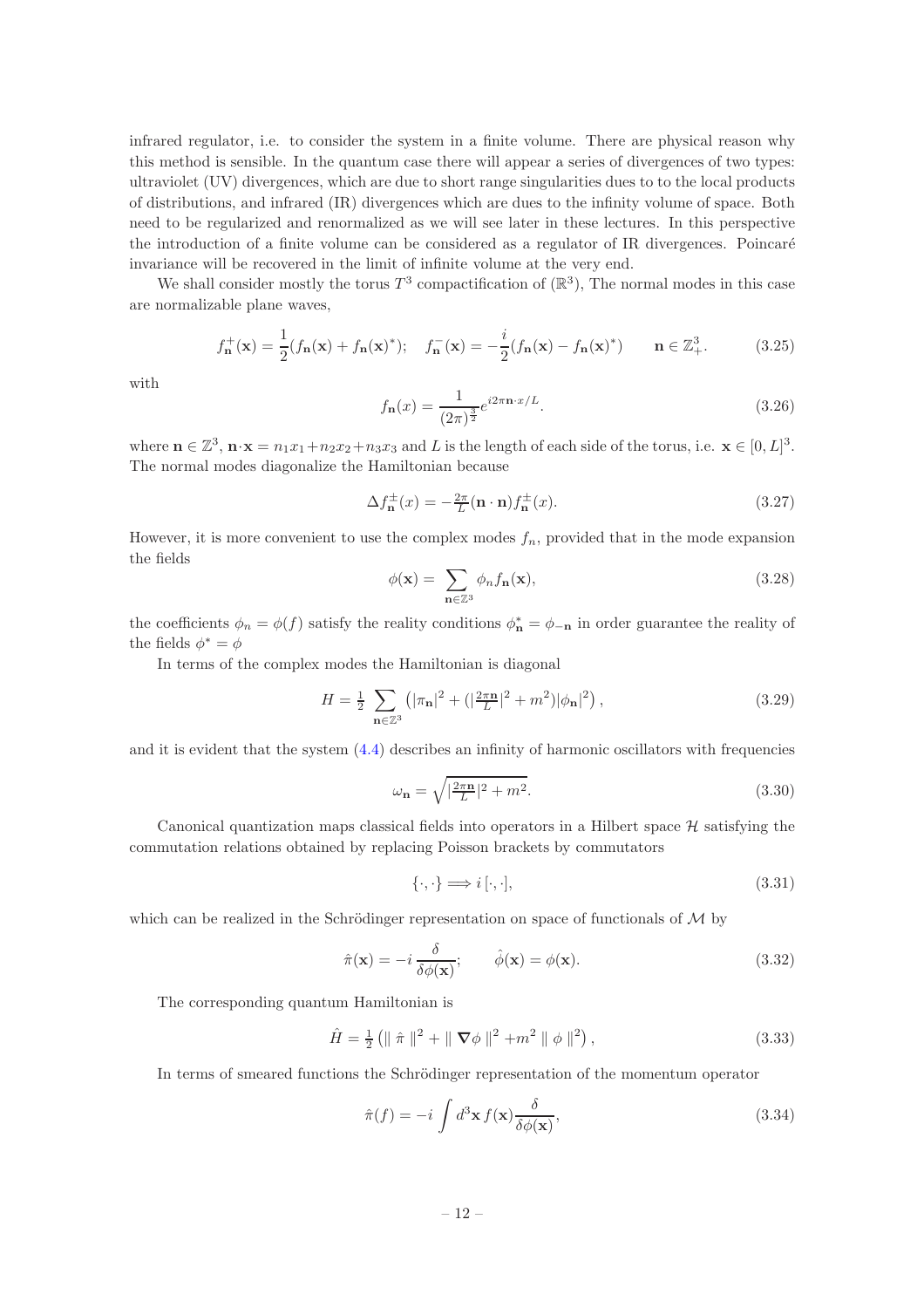infrared regulator, i.e. to consider the system in a finite volume. There are physical reason why this method is sensible. In the quantum case there will appear a series of divergences of two types: ultraviolet (UV) divergences, which are due to short range singularities dues to to the local products of distributions, and infrared (IR) divergences which are dues to the infinity volume of space. Both need to be regularized and renormalized as we will see later in these lectures. In this perspective the introduction of a finite volume can be considered as a regulator of IR divergences. Poincaré invariance will be recovered in the limit of infinite volume at the very end.

We shall consider mostly the torus $T^3$ compactification of $(\mathbb{R}^3)$, The normal modes in this case are normalizable plane waves,

$$
f^+_{\mathbf{n}}(\mathbf{x}) = \frac{1}{2}(f_{\mathbf{n}}(\mathbf{x}) + f_{\mathbf{n}}(\mathbf{x})^*); \quad f^-_{\mathbf{n}}(\mathbf{x}) = -\frac{i}{2}(f_{\mathbf{n}}(\mathbf{x}) - f_{\mathbf{n}}(\mathbf{x})^*) \qquad \mathbf{n} \in \mathbb{Z}^3_+. \tag{3.25}
$$

with

$$
f_{\mathbf{n}}(x) = \frac{1}{(2\pi)^{\frac{3}{2}}} e^{i2\pi \mathbf{n}\cdot x/L}. \tag{3.26}
$$

where $\mathbf{n} \in \mathbb{Z}^3$, $\mathbf{n}\cdot\mathbf{x} = n_1x_1+n_2x_2+n_3x_3$ and $L$ is the length of each side of the torus, i.e. $\mathbf{x} \in [0, L]^3$. The normal modes diagonalize the Hamiltonian because

$$
\Delta f^{\pm}_{\mathbf{n}}(x) = -\tfrac{2\pi}{L}(\mathbf{n}\cdot\mathbf{n}) f^{\pm}_{\mathbf{n}}(x). \tag{3.27}
$$

However, it is more convenient to use the complex modes $f_n$, provided that in the mode expansion the fields

$$
\phi(\mathbf{x}) = \sum_{\mathbf{n}\in\mathbb{Z}^3} \phi_n f_{\mathbf{n}}(\mathbf{x}), \tag{3.28}
$$

the coefficients $\phi_n = \phi(f)$ satisfy the reality conditions $\phi^*_{\mathbf{n}} = \phi_{-\mathbf{n}}$ in order guarantee the reality of the fields $\phi^* = \phi$

In terms of the complex modes the Hamiltonian is diagonal

$$
H = \tfrac{1}{2} \sum_{\mathbf{n}\in\mathbb{Z}^3} \left( |\pi_{\mathbf{n}}|^2 + (|\tfrac{2\pi\mathbf{n}}{L}|^2 + m^2)|\phi_{\mathbf{n}}|^2 \right), \tag{3.29}
$$

and it is evident that the system (4.4) describes an infinity of harmonic oscillators with frequencies

$$
\omega_{\mathbf{n}} = \sqrt{|\tfrac{2\pi\mathbf{n}}{L}|^2 + m^2}. \tag{3.30}
$$

Canonical quantization maps classical fields into operators in a Hilbert space $\mathcal{H}$ satisfying the commutation relations obtained by replacing Poisson brackets by commutators

$$
\{\cdot,\cdot\} \Longrightarrow i\,[\cdot,\cdot], \tag{3.31}
$$

which can be realized in the Schrödinger representation on space of functionals of $\mathcal{M}$ by

$$
\hat{\pi}(\mathbf{x}) = -i\,\frac{\delta}{\delta\phi(\mathbf{x})}; \qquad \hat{\phi}(\mathbf{x}) = \phi(\mathbf{x}). \tag{3.32}
$$

The corresponding quantum Hamiltonian is

$$
\hat{H} = \tfrac{1}{2}\left( \parallel \hat{\pi} \parallel^2 + \parallel \boldsymbol{\nabla}\phi \parallel^2 + m^2 \parallel \phi \parallel^2 \right), \tag{3.33}
$$

In terms of smeared functions the Schrödinger representation of the momentum operator

$$
\hat{\pi}(f) = -i \int d^3\mathbf{x}\, f(\mathbf{x}) \frac{\delta}{\delta\phi(\mathbf{x})}, \tag{3.34}
$$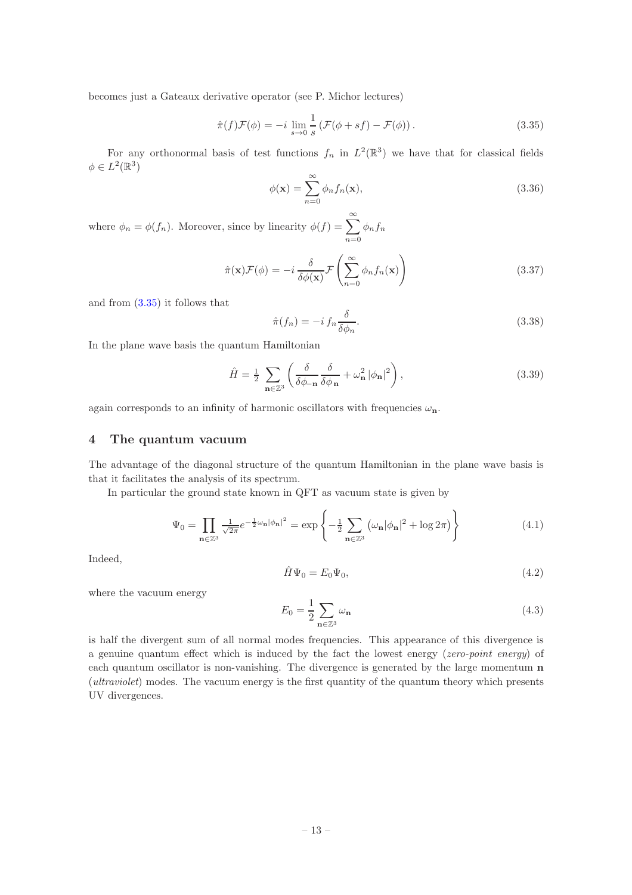becomes just a Gateaux derivative operator (see P. Michor lectures)

$$\hat{\pi}(f)\mathcal{F}(\phi) = -i \lim_{s\to 0} \frac{1}{s}\left(\mathcal{F}(\phi + sf) - \mathcal{F}(\phi)\right). \tag{3.35}$$

For any orthonormal basis of test functions $f_n$ in $L^2(\mathbb{R}^3)$ we have that for classical fields $\phi \in L^2(\mathbb{R}^3)$

$$\phi(\mathbf{x}) = \sum_{n=0}^{\infty} \phi_n f_n(\mathbf{x}), \tag{3.36}$$

where $\phi_n = \phi(f_n)$. Moreover, since by linearity $\phi(f) = \sum_{n=0}^{\infty} \phi_n f_n$

$$\hat{\pi}(\mathbf{x})\mathcal{F}(\phi) = -i\, \frac{\delta}{\delta\phi(\mathbf{x})}\mathcal{F}\left(\sum_{n=0}^{\infty} \phi_n f_n(\mathbf{x})\right) \tag{3.37}$$

and from (3.35) it follows that

$$\hat{\pi}(f_n) = -i\, f_n \frac{\delta}{\delta\phi_n}. \tag{3.38}$$

In the plane wave basis the quantum Hamiltonian

$$\hat{H} = \tfrac{1}{2} \sum_{\mathbf{n}\in\mathbb{Z}^3} \left(\frac{\delta}{\delta\phi_{-\mathbf{n}}}\frac{\delta}{\delta\phi_{\mathbf{n}}} + \omega_{\mathbf{n}}^2 \, |\phi_{\mathbf{n}}|^2\right), \tag{3.39}$$

again corresponds to an infinity of harmonic oscillators with frequencies $\omega_{\mathbf{n}}$.

## 4 The quantum vacuum

The advantage of the diagonal structure of the quantum Hamiltonian in the plane wave basis is that it facilitates the analysis of its spectrum.

In particular the ground state known in QFT as vacuum state is given by

$$\Psi_0 = \prod_{\mathbf{n}\in\mathbb{Z}^3} \tfrac{1}{\sqrt{2\pi}} e^{-\frac{1}{2}\omega_{\mathbf{n}}|\phi_{\mathbf{n}}|^2} = \exp\left\{-\tfrac{1}{2}\sum_{\mathbf{n}\in\mathbb{Z}^3}\left(\omega_{\mathbf{n}}|\phi_{\mathbf{n}}|^2 + \log 2\pi\right)\right\} \tag{4.1}$$

Indeed,

$$\hat{H}\Psi_0 = E_0\Psi_0, \tag{4.2}$$

where the vacuum energy

$$E_0 = \frac{1}{2}\sum_{\mathbf{n}\in\mathbb{Z}^3} \omega_{\mathbf{n}} \tag{4.3}$$

is half the divergent sum of all normal modes frequencies. This appearance of this divergence is a genuine quantum effect which is induced by the fact the lowest energy (*zero-point energy*) of each quantum oscillator is non-vanishing. The divergence is generated by the large momentum $\mathbf{n}$ (*ultraviolet*) modes. The vacuum energy is the first quantity of the quantum theory which presents UV divergences.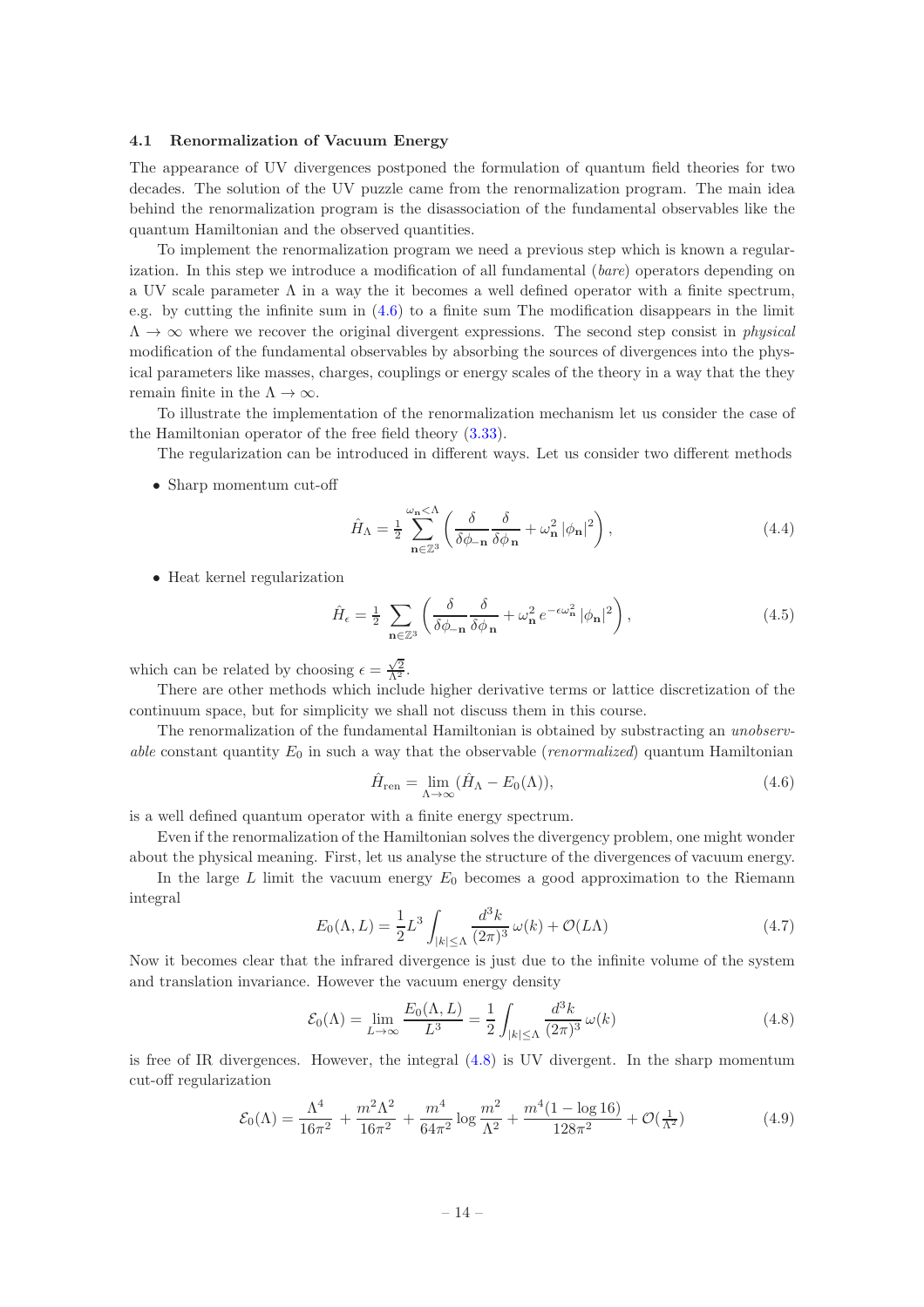### 4.1 Renormalization of Vacuum Energy

The appearance of UV divergences postponed the formulation of quantum field theories for two decades. The solution of the UV puzzle came from the renormalization program. The main idea behind the renormalization program is the disassociation of the fundamental observables like the quantum Hamiltonian and the observed quantities.

To implement the renormalization program we need a previous step which is known a regularization. In this step we introduce a modification of all fundamental (*bare*) operators depending on a UV scale parameter $\Lambda$ in a way the it becomes a well defined operator with a finite spectrum, e.g. by cutting the infinite sum in (4.6) to a finite sum The modification disappears in the limit $\Lambda \to \infty$ where we recover the original divergent expressions. The second step consist in *physical* modification of the fundamental observables by absorbing the sources of divergences into the physical parameters like masses, charges, couplings or energy scales of the theory in a way that the they remain finite in the $\Lambda \to \infty$.

To illustrate the implementation of the renormalization mechanism let us consider the case of the Hamiltonian operator of the free field theory (3.33).

The regularization can be introduced in different ways. Let us consider two different methods

- Sharp momentum cut-off

$$\hat{H}_\Lambda = \tfrac{1}{2} \sum_{\mathbf{n}\in\mathbb{Z}^3}^{\omega_{\mathbf{n}}<\Lambda} \left( \frac{\delta}{\delta\phi_{-\mathbf{n}}} \frac{\delta}{\delta\phi_{\mathbf{n}}} + \omega_{\mathbf{n}}^2 \, |\phi_{\mathbf{n}}|^2 \right), \tag{4.4}$$

- Heat kernel regularization

$$\hat{H}_\epsilon = \tfrac{1}{2} \sum_{\mathbf{n}\in\mathbb{Z}^3} \left( \frac{\delta}{\delta\phi_{-\mathbf{n}}} \frac{\delta}{\delta\phi_{\mathbf{n}}} + \omega_{\mathbf{n}}^2 \, e^{-\epsilon\omega_{\mathbf{n}}^2} |\phi_{\mathbf{n}}|^2 \right), \tag{4.5}$$

which can be related by choosing $\epsilon = \frac{\sqrt{2}}{\Lambda^2}$.

There are other methods which include higher derivative terms or lattice discretization of the continuum space, but for simplicity we shall not discuss them in this course.

The renormalization of the fundamental Hamiltonian is obtained by substracting an *unobservable* constant quantity $E_0$ in such a way that the observable (*renormalized*) quantum Hamiltonian

$$\hat{H}_{\rm ren} = \lim_{\Lambda\to\infty} (\hat{H}_\Lambda - E_0(\Lambda)), \tag{4.6}$$

is a well defined quantum operator with a finite energy spectrum.

Even if the renormalization of the Hamiltonian solves the divergency problem, one might wonder about the physical meaning. First, let us analyse the structure of the divergences of vacuum energy.

In the large $L$ limit the vacuum energy $E_0$ becomes a good approximation to the Riemann integral

$$E_0(\Lambda, L) = \frac{1}{2} L^3 \int_{|k|\leq\Lambda} \frac{d^3k}{(2\pi)^3} \, \omega(k) + \mathcal{O}(L\Lambda) \tag{4.7}$$

Now it becomes clear that the infrared divergence is just due to the infinite volume of the system and translation invariance. However the vacuum energy density

$$\mathcal{E}_0(\Lambda) = \lim_{L\to\infty} \frac{E_0(\Lambda, L)}{L^3} = \frac{1}{2} \int_{|k|\leq\Lambda} \frac{d^3k}{(2\pi)^3} \, \omega(k) \tag{4.8}$$

is free of IR divergences. However, the integral (4.8) is UV divergent. In the sharp momentum cut-off regularization

$$\mathcal{E}_0(\Lambda) = \frac{\Lambda^4}{16\pi^2} + \frac{m^2\Lambda^2}{16\pi^2} + \frac{m^4}{64\pi^2} \log\frac{m^2}{\Lambda^2} + \frac{m^4(1 - \log 16)}{128\pi^2} + \mathcal{O}(\tfrac{1}{\Lambda^2}) \tag{4.9}$$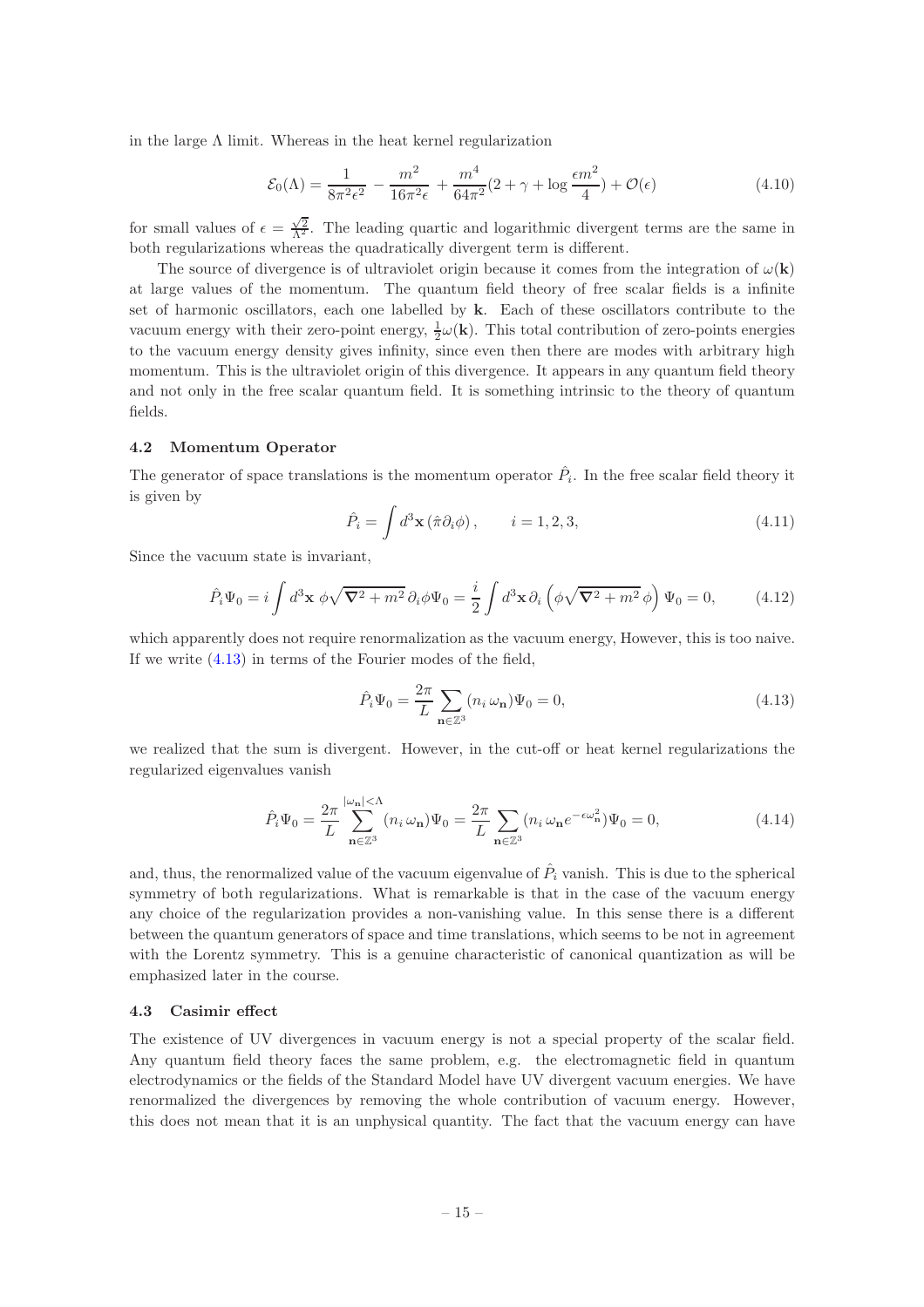in the large $\Lambda$ limit. Whereas in the heat kernel regularization

$$\mathcal{E}_0(\Lambda) = \frac{1}{8\pi^2\epsilon^2} - \frac{m^2}{16\pi^2\epsilon} + \frac{m^4}{64\pi^2}(2 + \gamma + \log\frac{\epsilon m^2}{4}) + \mathcal{O}(\epsilon) \tag{4.10}$$

for small values of $\epsilon = \frac{\sqrt{2}}{\Lambda^2}$. The leading quartic and logarithmic divergent terms are the same in both regularizations whereas the quadratically divergent term is different.

The source of divergence is of ultraviolet origin because it comes from the integration of $\omega(\mathbf{k})$ at large values of the momentum. The quantum field theory of free scalar fields is a infinite set of harmonic oscillators, each one labelled by $\mathbf{k}$. Each of these oscillators contribute to the vacuum energy with their zero-point energy, $\frac{1}{2}\omega(\mathbf{k})$. This total contribution of zero-points energies to the vacuum energy density gives infinity, since even then there are modes with arbitrary high momentum. This is the ultraviolet origin of this divergence. It appears in any quantum field theory and not only in the free scalar quantum field. It is something intrinsic to the theory of quantum fields.

### 4.2 Momentum Operator

The generator of space translations is the momentum operator $\hat{P}_i$. In the free scalar field theory it is given by

$$\hat{P}_i = \int d^3\mathbf{x}\,(\hat{\pi}\partial_i\phi)\,, \qquad i = 1, 2, 3, \tag{4.11}$$

Since the vacuum state is invariant,

$$\hat{P}_i\Psi_0 = i\int d^3\mathbf{x}\;\phi\sqrt{\boldsymbol{\nabla}^2 + m^2}\,\partial_i\phi\Psi_0 = \frac{i}{2}\int d^3\mathbf{x}\,\partial_i\left(\phi\sqrt{\boldsymbol{\nabla}^2 + m^2}\,\phi\right)\Psi_0 = 0, \tag{4.12}$$

which apparently does not require renormalization as the vacuum energy, However, this is too naive. If we write (4.13) in terms of the Fourier modes of the field,

$$\hat{P}_i\Psi_0 = \frac{2\pi}{L}\sum_{\mathbf{n}\in\mathbb{Z}^3}(n_i\,\omega_{\mathbf{n}})\Psi_0 = 0, \tag{4.13}$$

we realized that the sum is divergent. However, in the cut-off or heat kernel regularizations the regularized eigenvalues vanish

$$\hat{P}_i\Psi_0 = \frac{2\pi}{L}\sum_{\mathbf{n}\in\mathbb{Z}^3}^{|\omega_{\mathbf{n}}|<\Lambda}(n_i\,\omega_{\mathbf{n}})\Psi_0 = \frac{2\pi}{L}\sum_{\mathbf{n}\in\mathbb{Z}^3}(n_i\,\omega_{\mathbf{n}}e^{-\epsilon\omega_{\mathbf{n}}^2})\Psi_0 = 0, \tag{4.14}$$

and, thus, the renormalized value of the vacuum eigenvalue of $\hat{P}_i$ vanish. This is due to the spherical symmetry of both regularizations. What is remarkable is that in the case of the vacuum energy any choice of the regularization provides a non-vanishing value. In this sense there is a different between the quantum generators of space and time translations, which seems to be not in agreement with the Lorentz symmetry. This is a genuine characteristic of canonical quantization as will be emphasized later in the course.

### 4.3 Casimir effect

The existence of UV divergences in vacuum energy is not a special property of the scalar field. Any quantum field theory faces the same problem, e.g. the electromagnetic field in quantum electrodynamics or the fields of the Standard Model have UV divergent vacuum energies. We have renormalized the divergences by removing the whole contribution of vacuum energy. However, this does not mean that it is an unphysical quantity. The fact that the vacuum energy can have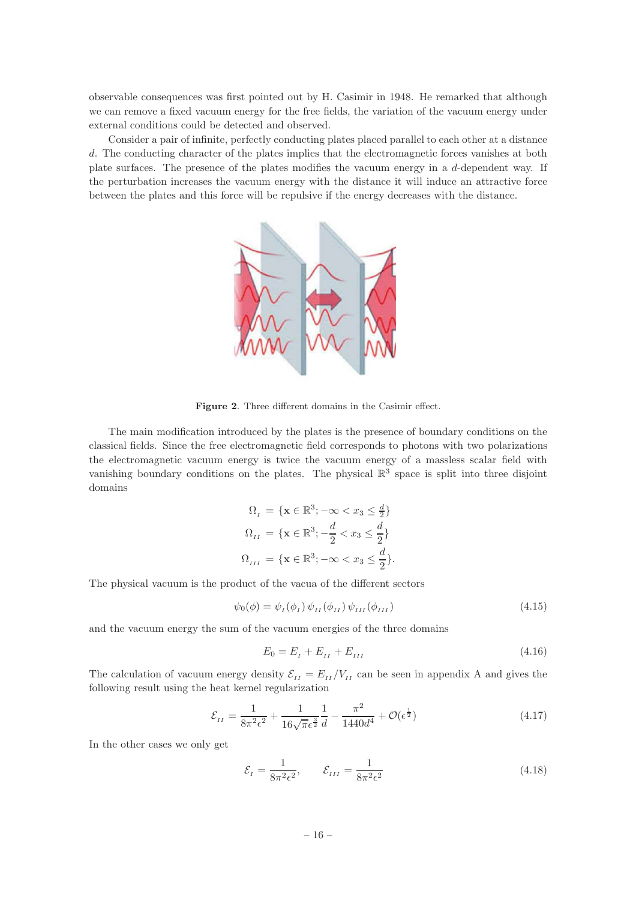observable consequences was first pointed out by H. Casimir in 1948. He remarked that although we can remove a fixed vacuum energy for the free fields, the variation of the vacuum energy under external conditions could be detected and observed.

Consider a pair of infinite, perfectly conducting plates placed parallel to each other at a distance $d$. The conducting character of the plates implies that the electromagnetic forces vanishes at both plate surfaces. The presence of the plates modifies the vacuum energy in a $d$-dependent way. If the perturbation increases the vacuum energy with the distance it will induce an attractive force between the plates and this force will be repulsive if the energy decreases with the distance.

**Figure 2**. Three different domains in the Casimir effect.

The main modification introduced by the plates is the presence of boundary conditions on the classical fields. Since the free electromagnetic field corresponds to photons with two polarizations the electromagnetic vacuum energy is twice the vacuum energy of a massless scalar field with vanishing boundary conditions on the plates. The physical $\mathbb{R}^3$ space is split into three disjoint domains

$$
\begin{aligned}
\Omega_{_I} &= \{\mathbf{x} \in \mathbb{R}^3; -\infty < x_3 \leq \tfrac{d}{2}\} \\
\Omega_{_{II}} &= \{\mathbf{x} \in \mathbb{R}^3; -\frac{d}{2} < x_3 \leq \frac{d}{2}\} \\
\Omega_{_{III}} &= \{\mathbf{x} \in \mathbb{R}^3; -\infty < x_3 \leq \frac{d}{2}\}.
\end{aligned}
$$

The physical vacuum is the product of the vacua of the different sectors

$$
\psi_0(\phi) = \psi_{_I}(\phi_{_I})\,\psi_{_{II}}(\phi_{_{II}})\,\psi_{_{III}}(\phi_{_{III}}) \tag{4.15}
$$

and the vacuum energy the sum of the vacuum energies of the three domains

$$
E_0 = E_{_I} + E_{_{II}} + E_{_{III}} \tag{4.16}
$$

The calculation of vacuum energy density $\mathcal{E}_{_{II}} = E_{_{II}}/V_{_{II}}$ can be seen in appendix A and gives the following result using the heat kernel regularization

$$
\mathcal{E}_{_{II}} = \frac{1}{8\pi^2\epsilon^2} + \frac{1}{16\sqrt{\pi}\epsilon^{\frac{3}{2}}}\frac{1}{d} - \frac{\pi^2}{1440d^4} + \mathcal{O}(\epsilon^{\frac{1}{2}}) \tag{4.17}
$$

In the other cases we only get

$$
\mathcal{E}_{_I} = \frac{1}{8\pi^2\epsilon^2}, \qquad \mathcal{E}_{_{III}} = \frac{1}{8\pi^2\epsilon^2} \tag{4.18}
$$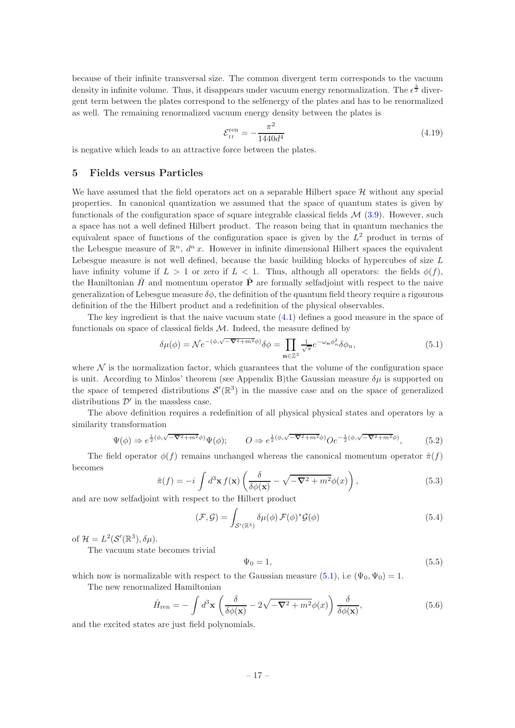because of their infinite transversal size. The common divergent term corresponds to the vacuum density in infinite volume. Thus, it disappears under vacuum energy renormalization. The $\epsilon^{\frac{3}{2}}$ divergent term between the plates correspond to the selfenergy of the plates and has to be renormalized as well. The remaining renormalized vacuum energy density between the plates is

$$\mathcal{E}_{_{II}}^{\rm ren} = -\frac{\pi^2}{1440 d^4} \tag{4.19}$$

is negative which leads to an attractive force between the plates.

## 5 Fields versus Particles

We have assumed that the field operators act on a separable Hilbert space $\mathcal{H}$ without any special properties. In canonical quantization we assumed that the space of quantum states is given by functionals of the configuration space of square integrable classical fields $\mathcal{M}$ (3.9). However, such a space has not a well defined Hilbert product. The reason being that in quantum mechanics the equivalent space of functions of the configuration space is given by the $L^2$ product in terms of the Lebesgue measure of $\mathbb{R}^n$, $d^n\, x$. However in infinite dimensional Hilbert spaces the equivalent Lebesgue measure is not well defined, because the basic building blocks of hypercubes of size $L$ have infinity volume if $L > 1$ or zero if $L < 1$. Thus, although all operators: the fields $\phi(f)$, the Hamiltonian $\hat{H}$ and momentum operator $\hat{\mathbf{P}}$ are formally selfadjoint with respect to the naive generalization of Lebesgue measure $\delta\phi$, the definition of the quantum field theory require a rigourous definition of the the Hilbert product and a redefinition of the physical observables.

The key ingredient is that the naive vacuum state (4.1) defines a good measure in the space of functionals on space of classical fields $\mathcal{M}$. Indeed, the measure defined by

$$\delta\mu(\phi) = \mathcal{N} e^{-(\phi, \sqrt{-\nabla^2+m^2}\phi)}\delta\phi = \prod_{\mathbf{n}\in\mathbb{Z}^3} \tfrac{1}{\sqrt{\pi}} e^{-\omega_{\mathbf{n}}\phi_n^2}\delta\phi_n, \tag{5.1}$$

where $\mathcal{N}$ is the normalization factor, which guarantees that the volume of the configuration space is unit. According to Minlos' theorem (see Appendix B)the Gaussian measure $\delta\mu$ is supported on the space of tempered distributions $\mathcal{S}'(\mathbb{R}^3)$ in the massive case and on the space of generalized distributions $\mathcal{D}'$ in the massless case.

The above definition requires a redefinition of all physical physical states and operators by a similarity transformation

$$\Psi(\phi) \Rightarrow e^{\frac{1}{2}(\phi,\sqrt{-\nabla^2+m^2}\phi)}\Psi(\phi); \qquad O \Rightarrow e^{\frac{1}{2}(\phi,\sqrt{-\nabla^2+m^2}\phi)} O e^{-\frac{1}{2}(\phi,\sqrt{-\nabla^2+m^2}\phi)}, \tag{5.2}$$

The field operator $\phi(f)$ remains unchanged whereas the canonical momentum operator $\hat{\pi}(f)$ becomes

$$\hat{\pi}(f) = -i \int d^3\mathbf{x}\, f(\mathbf{x}) \left( \frac{\delta}{\delta\phi(\mathbf{x})} - \sqrt{-\nabla^2+m^2}\phi(x) \right), \tag{5.3}$$

and are now selfadjoint with respect to the Hilbert product

$$(\mathcal{F}, \mathcal{G}) = \int_{\mathcal{S}'(\mathbb{R}^3)} \delta\mu(\phi)\, \mathcal{F}(\phi)^* \mathcal{G}(\phi) \tag{5.4}$$

of $\mathcal{H} = L^2(\mathcal{S}'(\mathbb{R}^3), \delta\mu)$.

The vacuum state becomes trivial

$$\Psi_0 = 1, \tag{5.5}$$

which now is normalizable with respect to the Gaussian measure (5.1), i.e $(\Psi_0, \Psi_0) = 1$.

The new renormalized Hamiltonian

$$\hat{H}_{\rm ren} = -\int d^3\mathbf{x} \left( \frac{\delta}{\delta\phi(\mathbf{x})} - 2\sqrt{-\nabla^2+m^2}\phi(x) \right) \frac{\delta}{\delta\phi(\mathbf{x})}, \tag{5.6}$$

and the excited states are just field polynomials.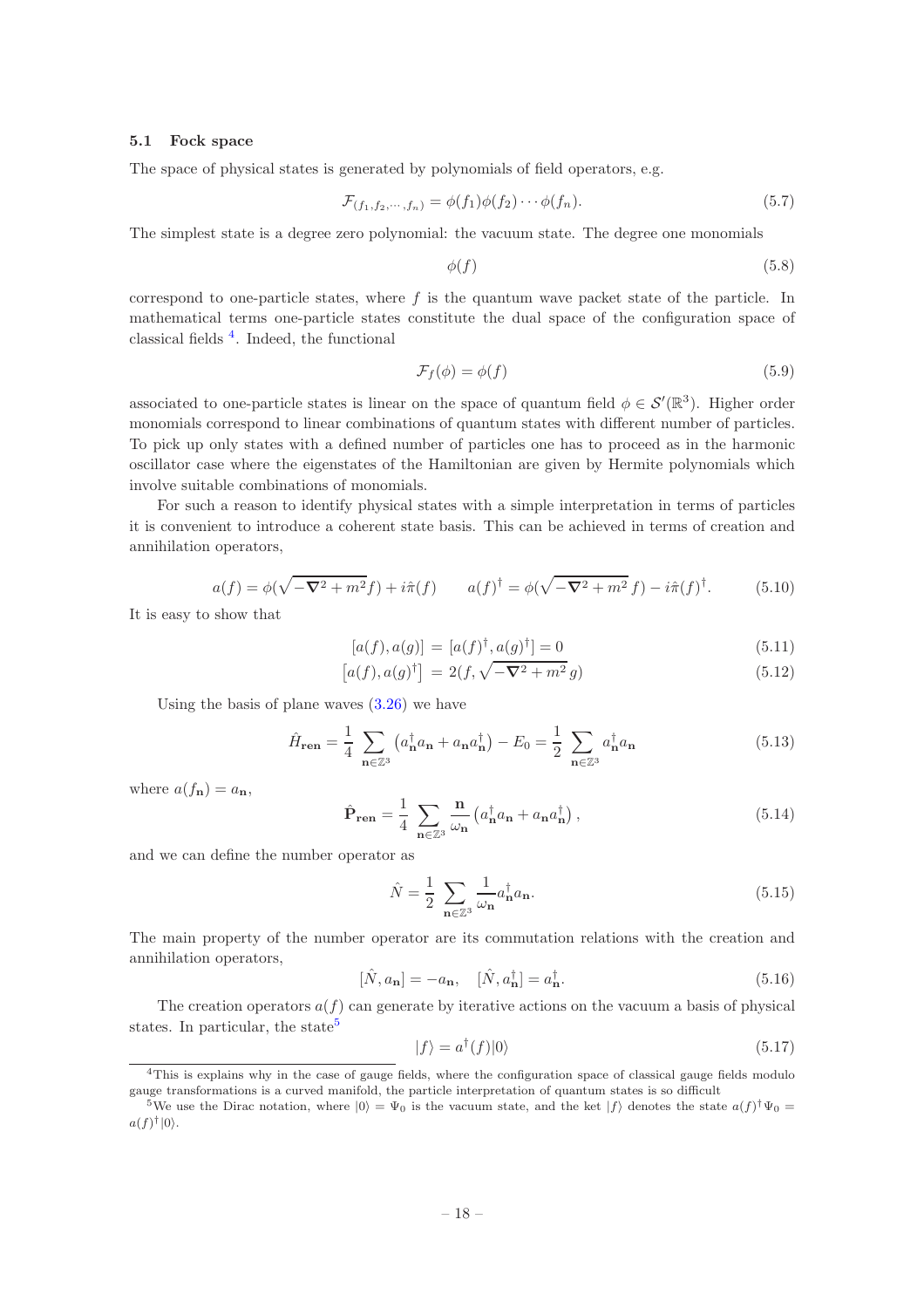### 5.1 Fock space

The space of physical states is generated by polynomials of field operators, e.g.

$$\mathcal{F}_{(f_1,f_2,\cdots,f_n)} = \phi(f_1)\phi(f_2)\cdots\phi(f_n). \tag{5.7}$$

The simplest state is a degree zero polynomial: the vacuum state. The degree one monomials

$$\phi(f) \tag{5.8}$$

correspond to one-particle states, where $f$ is the quantum wave packet state of the particle. In mathematical terms one-particle states constitute the dual space of the configuration space of classical fields [4]. Indeed, the functional

$$\mathcal{F}_f(\phi) = \phi(f) \tag{5.9}$$

associated to one-particle states is linear on the space of quantum field $\phi \in \mathcal{S}'(\mathbb{R}^3)$. Higher order monomials correspond to linear combinations of quantum states with different number of particles. To pick up only states with a defined number of particles one has to proceed as in the harmonic oscillator case where the eigenstates of the Hamiltonian are given by Hermite polynomials which involve suitable combinations of monomials.

For such a reason to identify physical states with a simple interpretation in terms of particles it is convenient to introduce a coherent state basis. This can be achieved in terms of creation and annihilation operators,

$$a(f) = \phi(\sqrt{-\nabla^2 + m^2} f) + i\hat{\pi}(f) \qquad a(f)^\dagger = \phi(\sqrt{-\nabla^2 + m^2}\, f) - i\hat{\pi}(f)^\dagger. \tag{5.10}$$

It is easy to show that

$$[a(f), a(g)] = [a(f)^\dagger, a(g)^\dagger] = 0 \tag{5.11}$$

$$\big[a(f), a(g)^\dagger\big] = 2(f, \sqrt{-\nabla^2 + m^2}\, g) \tag{5.12}$$

Using the basis of plane waves (3.26) we have

$$\hat{H}_{\mathbf{ren}} = \frac{1}{4} \sum_{\mathbf{n}\in\mathbb{Z}^3} \left(a^\dagger_{\mathbf{n}} a_{\mathbf{n}} + a_{\mathbf{n}} a^\dagger_{\mathbf{n}}\right) - E_0 = \frac{1}{2} \sum_{\mathbf{n}\in\mathbb{Z}^3} a^\dagger_{\mathbf{n}} a_{\mathbf{n}} \tag{5.13}$$

where $a(f_{\mathbf{n}}) = a_{\mathbf{n}}$,

$$\hat{\mathbf{P}}_{\mathbf{ren}} = \frac{1}{4} \sum_{\mathbf{n}\in\mathbb{Z}^3} \frac{\mathbf{n}}{\omega_{\mathbf{n}}} \left(a^\dagger_{\mathbf{n}} a_{\mathbf{n}} + a_{\mathbf{n}} a^\dagger_{\mathbf{n}}\right), \tag{5.14}$$

and we can define the number operator as

$$\hat{N} = \frac{1}{2} \sum_{\mathbf{n}\in\mathbb{Z}^3} \frac{1}{\omega_{\mathbf{n}}} a^\dagger_{\mathbf{n}} a_{\mathbf{n}}. \tag{5.15}$$

The main property of the number operator are its commutation relations with the creation and annihilation operators,

$$[\hat{N}, a_{\mathbf{n}}] = -a_{\mathbf{n}}, \quad [\hat{N}, a^\dagger_{\mathbf{n}}] = a^\dagger_{\mathbf{n}}. \tag{5.16}$$

The creation operators $a(f)$ can generate by iterative actions on the vacuum a basis of physical states. In particular, the state[5]

$$|f\rangle = a^\dagger(f)|0\rangle \tag{5.17}$$

---

[4] This is explains why in the case of gauge fields, where the configuration space of classical gauge fields modulo gauge transformations is a curved manifold, the particle interpretation of quantum states is so difficult

[5] We use the Dirac notation, where $|0\rangle = \Psi_0$ is the vacuum state, and the ket $|f\rangle$ denotes the state $a(f)^\dagger \Psi_0 = a(f)^\dagger |0\rangle$.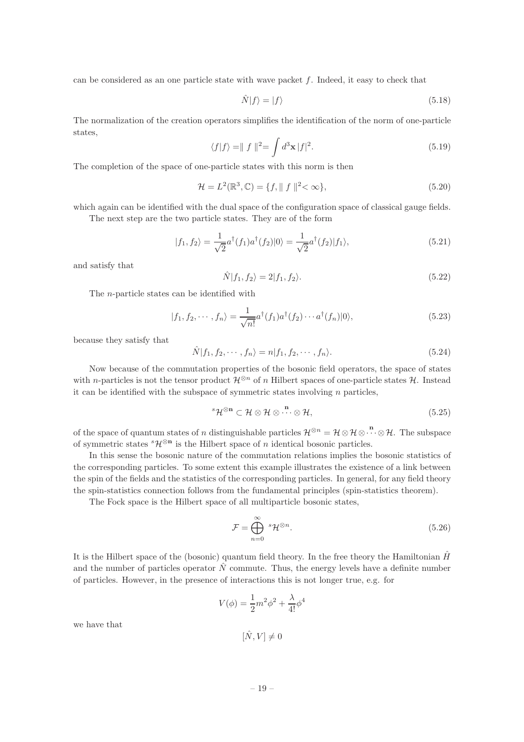can be considered as an one particle state with wave packet $f$. Indeed, it easy to check that

$$\hat{N}|f\rangle = |f\rangle \tag{5.18}$$

The normalization of the creation operators simplifies the identification of the norm of one-particle states,

$$\langle f|f\rangle = \| f \|^2 = \int d^3\mathbf{x}\, |f|^2. \tag{5.19}$$

The completion of the space of one-particle states with this norm is then

$$\mathcal{H} = L^2(\mathbb{R}^3, \mathbb{C}) = \{f, \| f \|^2 < \infty\}, \tag{5.20}$$

which again can be identified with the dual space of the configuration space of classical gauge fields.

The next step are the two particle states. They are of the form

$$|f_1, f_2\rangle = \frac{1}{\sqrt{2}} a^\dagger(f_1) a^\dagger(f_2)|0\rangle = \frac{1}{\sqrt{2}} a^\dagger(f_2)|f_1\rangle, \tag{5.21}$$

and satisfy that

$$\hat{N}|f_1, f_2\rangle = 2|f_1, f_2\rangle. \tag{5.22}$$

The $n$-particle states can be identified with

$$|f_1, f_2, \cdots, f_n\rangle = \frac{1}{\sqrt{n!}} a^\dagger(f_1) a^\dagger(f_2) \cdots a^\dagger(f_n)|0\rangle, \tag{5.23}$$

because they satisfy that

$$\hat{N}|f_1, f_2, \cdots, f_n\rangle = n|f_1, f_2, \cdots, f_n\rangle. \tag{5.24}$$

Now because of the commutation properties of the bosonic field operators, the space of states with $n$-particles is not the tensor product $\mathcal{H}^{\otimes n}$ of $n$ Hilbert spaces of one-particle states $\mathcal{H}$. Instead it can be identified with the subspace of symmetric states involving $n$ particles,

$$^s\mathcal{H}^{\otimes \mathbf{n}} \subset \mathcal{H} \otimes \mathcal{H} \otimes \overset{\mathbf{n}}{\cdots} \otimes \mathcal{H}, \tag{5.25}$$

of the space of quantum states of $n$ distinguishable particles $\mathcal{H}^{\otimes n} = \mathcal{H} \otimes \mathcal{H} \otimes \overset{\mathbf{n}}{\cdots} \otimes \mathcal{H}$. The subspace of symmetric states $^s\mathcal{H}^{\otimes \mathbf{n}}$ is the Hilbert space of $n$ identical bosonic particles.

In this sense the bosonic nature of the commutation relations implies the bosonic statistics of the corresponding particles. To some extent this example illustrates the existence of a link between the spin of the fields and the statistics of the corresponding particles. In general, for any field theory the spin-statistics connection follows from the fundamental principles (spin-statistics theorem).

The Fock space is the Hilbert space of all multiparticle bosonic states,

$$\mathcal{F} = \bigoplus_{n=0}^{\infty} {}^s\mathcal{H}^{\otimes n}. \tag{5.26}$$

It is the Hilbert space of the (bosonic) quantum field theory. In the free theory the Hamiltonian $\hat{H}$ and the number of particles operator $\hat{N}$ commute. Thus, the energy levels have a definite number of particles. However, in the presence of interactions this is not longer true, e.g. for

$$V(\phi) = \frac{1}{2} m^2 \phi^2 + \frac{\lambda}{4!} \phi^4$$

we have that

$$[\hat{N}, V] \neq 0$$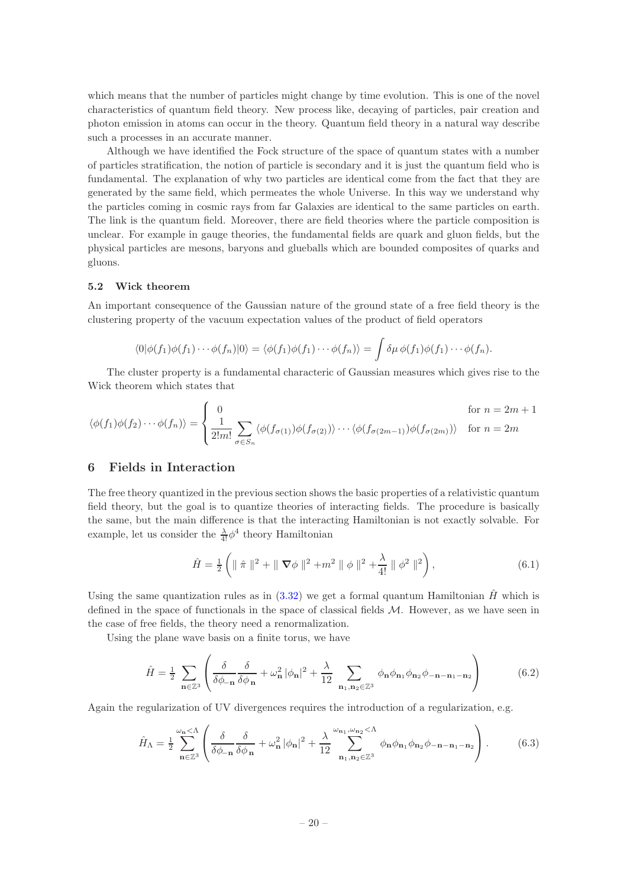which means that the number of particles might change by time evolution. This is one of the novel characteristics of quantum field theory. New process like, decaying of particles, pair creation and photon emission in atoms can occur in the theory. Quantum field theory in a natural way describe such a processes in an accurate manner.

Although we have identified the Fock structure of the space of quantum states with a number of particles stratification, the notion of particle is secondary and it is just the quantum field who is fundamental. The explanation of why two particles are identical come from the fact that they are generated by the same field, which permeates the whole Universe. In this way we understand why the particles coming in cosmic rays from far Galaxies are identical to the same particles on earth. The link is the quantum field. Moreover, there are field theories where the particle composition is unclear. For example in gauge theories, the fundamental fields are quark and gluon fields, but the physical particles are mesons, baryons and glueballs which are bounded composites of quarks and gluons.

### 5.2 Wick theorem

An important consequence of the Gaussian nature of the ground state of a free field theory is the clustering property of the vacuum expectation values of the product of field operators

$$\langle 0|\phi(f_1)\phi(f_1)\cdots\phi(f_n)|0\rangle = \langle \phi(f_1)\phi(f_1)\cdots\phi(f_n)\rangle = \int \delta\mu\, \phi(f_1)\phi(f_1)\cdots\phi(f_n).$$

The cluster property is a fundamental characteric of Gaussian measures which gives rise to the Wick theorem which states that

$$\langle \phi(f_1)\phi(f_2)\cdots\phi(f_n)\rangle = \begin{cases} 0 & \text{for } n = 2m+1 \\ \dfrac{1}{2!m!}\displaystyle\sum_{\sigma\in S_n} \langle \phi(f_{\sigma(1)})\phi(f_{\sigma(2)})\rangle\cdots\langle \phi(f_{\sigma(2m-1)})\phi(f_{\sigma(2m)})\rangle & \text{for } n = 2m \end{cases}$$

## 6 Fields in Interaction

The free theory quantized in the previous section shows the basic properties of a relativistic quantum field theory, but the goal is to quantize theories of interacting fields. The procedure is basically the same, but the main difference is that the interacting Hamiltonian is not exactly solvable. For example, let us consider the $\frac{\lambda}{4!}\phi^4$ theory Hamiltonian

$$\hat{H} = \tfrac{1}{2}\left( \| \hat{\pi} \|^2 + \| \boldsymbol{\nabla}\phi \|^2 + m^2 \| \phi \|^2 + \frac{\lambda}{4!} \| \phi^2 \|^2 \right), \tag{6.1}$$

Using the same quantization rules as in (3.32) we get a formal quantum Hamiltonian $\hat{H}$ which is defined in the space of functionals in the space of classical fields $\mathcal{M}$. However, as we have seen in the case of free fields, the theory need a renormalization.

Using the plane wave basis on a finite torus, we have

$$\hat{H} = \tfrac{1}{2}\sum_{\mathbf{n}\in\mathbb{Z}^3}\left( \frac{\delta}{\delta\phi_{-\mathbf{n}}}\frac{\delta}{\delta\phi_{\mathbf{n}}} + \omega_{\mathbf{n}}^2 |\phi_{\mathbf{n}}|^2 + \frac{\lambda}{12}\sum_{\mathbf{n}_1,\mathbf{n}_2\in\mathbb{Z}^3} \phi_{\mathbf{n}}\phi_{\mathbf{n}_1}\phi_{\mathbf{n}_2}\phi_{-\mathbf{n}-\mathbf{n}_1-\mathbf{n}_2} \right) \tag{6.2}$$

Again the regularization of UV divergences requires the introduction of a regularization, e.g.

$$\hat{H}_\Lambda = \tfrac{1}{2}\sum_{\mathbf{n}\in\mathbb{Z}^3}^{\omega_{\mathbf{n}}<\Lambda}\left( \frac{\delta}{\delta\phi_{-\mathbf{n}}}\frac{\delta}{\delta\phi_{\mathbf{n}}} + \omega_{\mathbf{n}}^2 |\phi_{\mathbf{n}}|^2 + \frac{\lambda}{12}\sum_{\mathbf{n}_1,\mathbf{n}_2\in\mathbb{Z}^3}^{\omega_{\mathbf{n}_1},\omega_{\mathbf{n}_2}<\Lambda} \phi_{\mathbf{n}}\phi_{\mathbf{n}_1}\phi_{\mathbf{n}_2}\phi_{-\mathbf{n}-\mathbf{n}_1-\mathbf{n}_2} \right). \tag{6.3}$$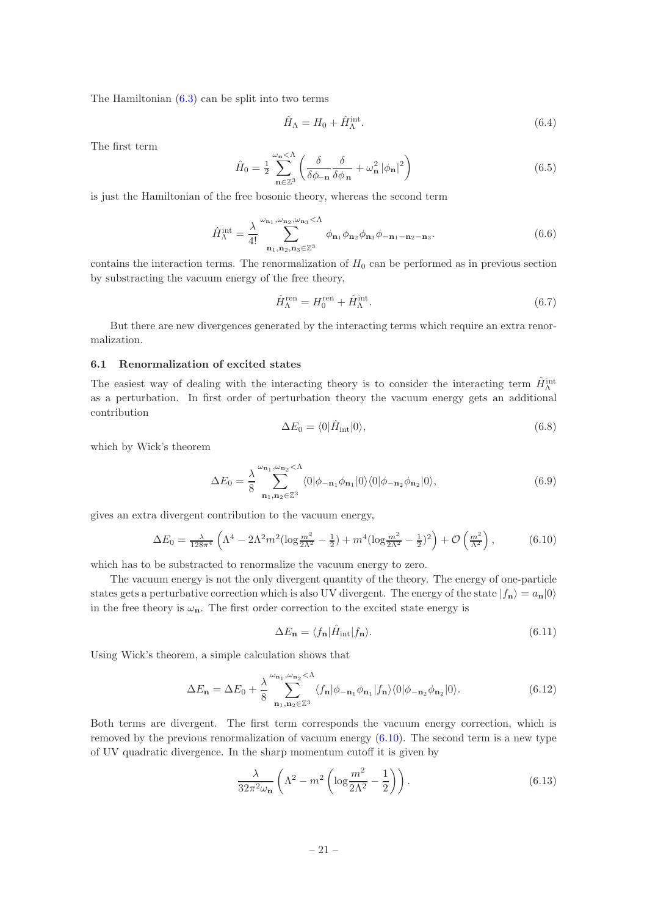The Hamiltonian (6.3) can be split into two terms

$$\hat{H}_\Lambda = H_0 + \hat{H}^{\rm int}_\Lambda. \tag{6.4}$$

The first term

$$\hat{H}_0 = \tfrac{1}{2} \sum_{\mathbf{n}\in\mathbb{Z}^3}^{\omega_{\mathbf{n}}<\Lambda} \left( \frac{\delta}{\delta\phi_{-\mathbf{n}}} \frac{\delta}{\delta\phi_{\mathbf{n}}} + \omega_{\mathbf{n}}^2 \, |\phi_{\mathbf{n}}|^2 \right) \tag{6.5}$$

is just the Hamiltonian of the free bosonic theory, whereas the second term

$$\hat{H}^{\rm int}_\Lambda = \frac{\lambda}{4!} \sum_{\mathbf{n}_1,\mathbf{n}_2,\mathbf{n}_3\in\mathbb{Z}^3}^{\omega_{\mathbf{n}_1},\omega_{\mathbf{n}_2},\omega_{\mathbf{n}_3}<\Lambda} \phi_{\mathbf{n}_1}\phi_{\mathbf{n}_2}\phi_{\mathbf{n}_3}\phi_{-\mathbf{n}_1-\mathbf{n}_2-\mathbf{n}_3}. \tag{6.6}$$

contains the interaction terms. The renormalization of $H_0$ can be performed as in previous section by substracting the vacuum energy of the free theory,

$$\hat{H}^{\rm ren}_\Lambda = H^{\rm ren}_0 + \hat{H}^{\rm int}_\Lambda. \tag{6.7}$$

But there are new divergences generated by the interacting terms which require an extra renormalization.

### 6.1 Renormalization of excited states

The easiest way of dealing with the interacting theory is to consider the interacting term $\hat{H}^{\rm int}_\Lambda$ as a perturbation. In first order of perturbation theory the vacuum energy gets an additional contribution

$$\Delta E_0 = \langle 0|\hat{H}_{\rm int}|0\rangle, \tag{6.8}$$

which by Wick's theorem

$$\Delta E_0 = \frac{\lambda}{8} \sum_{\mathbf{n}_1,\mathbf{n}_2\in\mathbb{Z}^3}^{\omega_{\mathbf{n}_1},\omega_{\mathbf{n}_2}<\Lambda} \langle 0|\phi_{-\mathbf{n}_1}\phi_{\mathbf{n}_1}|0\rangle\langle 0|\phi_{-\mathbf{n}_2}\phi_{\mathbf{n}_2}|0\rangle, \tag{6.9}$$

gives an extra divergent contribution to the vacuum energy,

$$\Delta E_0 = \tfrac{\lambda}{128\pi^4} \left( \Lambda^4 - 2\Lambda^2 m^2 (\log\tfrac{m^2}{2\Lambda^2} - \tfrac{1}{2}) + m^4 (\log\tfrac{m^2}{2\Lambda^2} - \tfrac{1}{2})^2 \right) + \mathcal{O}\left(\tfrac{m^2}{\Lambda^2}\right), \tag{6.10}$$

which has to be substracted to renormalize the vacuum energy to zero.

The vacuum energy is not the only divergent quantity of the theory. The energy of one-particle states gets a perturbative correction which is also UV divergent. The energy of the state $|f_{\mathbf{n}}\rangle = a_{\mathbf{n}}|0\rangle$ in the free theory is $\omega_{\mathbf{n}}$. The first order correction to the excited state energy is

$$\Delta E_{\mathbf{n}} = \langle f_{\mathbf{n}}|\hat{H}_{\rm int}|f_{\mathbf{n}}\rangle. \tag{6.11}$$

Using Wick's theorem, a simple calculation shows that

$$\Delta E_{\mathbf{n}} = \Delta E_0 + \frac{\lambda}{8} \sum_{\mathbf{n}_1,\mathbf{n}_2\in\mathbb{Z}^3}^{\omega_{\mathbf{n}_1},\omega_{\mathbf{n}_2}<\Lambda} \langle f_{\mathbf{n}}|\phi_{-\mathbf{n}_1}\phi_{\mathbf{n}_1}|f_{\mathbf{n}}\rangle\langle 0|\phi_{-\mathbf{n}_2}\phi_{\mathbf{n}_2}|0\rangle. \tag{6.12}$$

Both terms are divergent. The first term corresponds the vacuum energy correction, which is removed by the previous renormalization of vacuum energy (6.10). The second term is a new type of UV quadratic divergence. In the sharp momentum cutoff it is given by

$$\frac{\lambda}{32\pi^2\omega_{\mathbf{n}}} \left( \Lambda^2 - m^2 \left( \log\frac{m^2}{2\Lambda^2} - \frac{1}{2} \right) \right). \tag{6.13}$$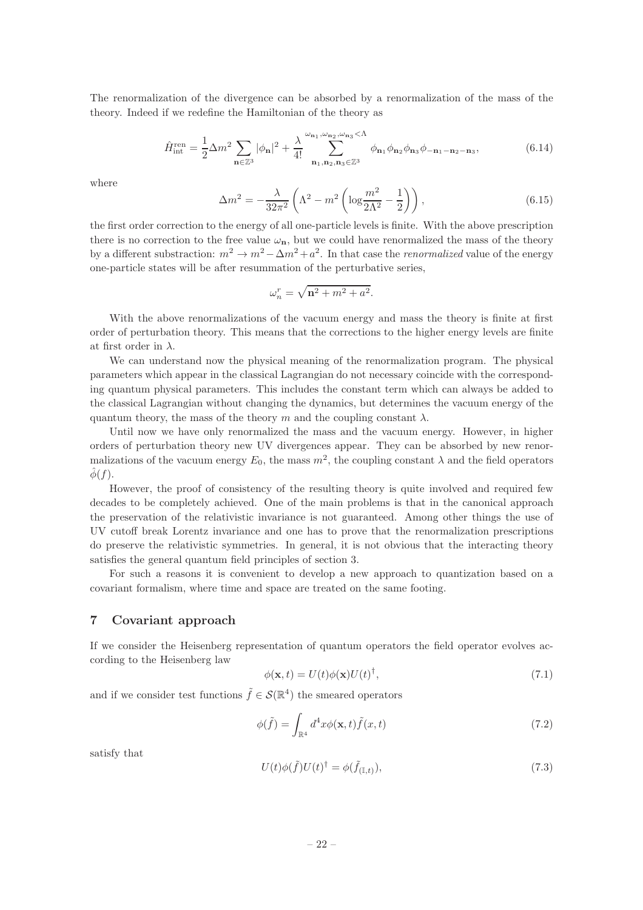The renormalization of the divergence can be absorbed by a renormalization of the mass of the theory. Indeed if we redefine the Hamiltonian of the theory as

$$\hat{H}_{\rm int}^{\rm ren} = \frac{1}{2}\Delta m^2 \sum_{\mathbf{n}\in\mathbb{Z}^3} |\phi_{\mathbf{n}}|^2 + \frac{\lambda}{4!} \sum_{\mathbf{n}_1,\mathbf{n}_2,\mathbf{n}_3\in\mathbb{Z}^3}^{\omega_{\mathbf{n}_1},\omega_{\mathbf{n}_2},\omega_{\mathbf{n}_3}<\Lambda} \phi_{\mathbf{n}_1}\phi_{\mathbf{n}_2}\phi_{\mathbf{n}_3}\phi_{-\mathbf{n}_1-\mathbf{n}_2-\mathbf{n}_3}, \tag{6.14}$$

where

$$\Delta m^2 = -\frac{\lambda}{32\pi^2}\left(\Lambda^2 - m^2\left(\log\frac{m^2}{2\Lambda^2} - \frac{1}{2}\right)\right), \tag{6.15}$$

the first order correction to the energy of all one-particle levels is finite. With the above prescription there is no correction to the free value $\omega_{\mathbf{n}}$, but we could have renormalized the mass of the theory by a different substraction: $m^2 \to m^2 - \Delta m^2 + a^2$. In that case the *renormalized* value of the energy one-particle states will be after resummation of the perturbative series,

$$\omega_n^r = \sqrt{\mathbf{n}^2 + m^2 + a^2}.$$

With the above renormalizations of the vacuum energy and mass the theory is finite at first order of perturbation theory. This means that the corrections to the higher energy levels are finite at first order in $\lambda$.

We can understand now the physical meaning of the renormalization program. The physical parameters which appear in the classical Lagrangian do not necessary coincide with the corresponding quantum physical parameters. This includes the constant term which can always be added to the classical Lagrangian without changing the dynamics, but determines the vacuum energy of the quantum theory, the mass of the theory $m$ and the coupling constant $\lambda$.

Until now we have only renormalized the mass and the vacuum energy. However, in higher orders of perturbation theory new UV divergences appear. They can be absorbed by new renormalizations of the vacuum energy $E_0$, the mass $m^2$, the coupling constant $\lambda$ and the field operators $\hat{\phi}(f)$.

However, the proof of consistency of the resulting theory is quite involved and required few decades to be completely achieved. One of the main problems is that in the canonical approach the preservation of the relativistic invariance is not guaranteed. Among other things the use of UV cutoff break Lorentz invariance and one has to prove that the renormalization prescriptions do preserve the relativistic symmetries. In general, it is not obvious that the interacting theory satisfies the general quantum field principles of section 3.

For such a reasons it is convenient to develop a new approach to quantization based on a covariant formalism, where time and space are treated on the same footing.

## 7 Covariant approach

If we consider the Heisenberg representation of quantum operators the field operator evolves according to the Heisenberg law

$$\phi(\mathbf{x}, t) = U(t)\phi(\mathbf{x})U(t)^\dagger, \tag{7.1}$$

and if we consider test functions $\tilde{f} \in \mathcal{S}(\mathbb{R}^4)$ the smeared operators

$$\phi(\tilde{f}) = \int_{\mathbb{R}^4} d^4x \phi(\mathbf{x}, t)\tilde{f}(x, t) \tag{7.2}$$

satisfy that

$$U(t)\phi(\tilde{f})U(t)^\dagger = \phi(\tilde{f}_{(\mathbb{I},t)}), \tag{7.3}$$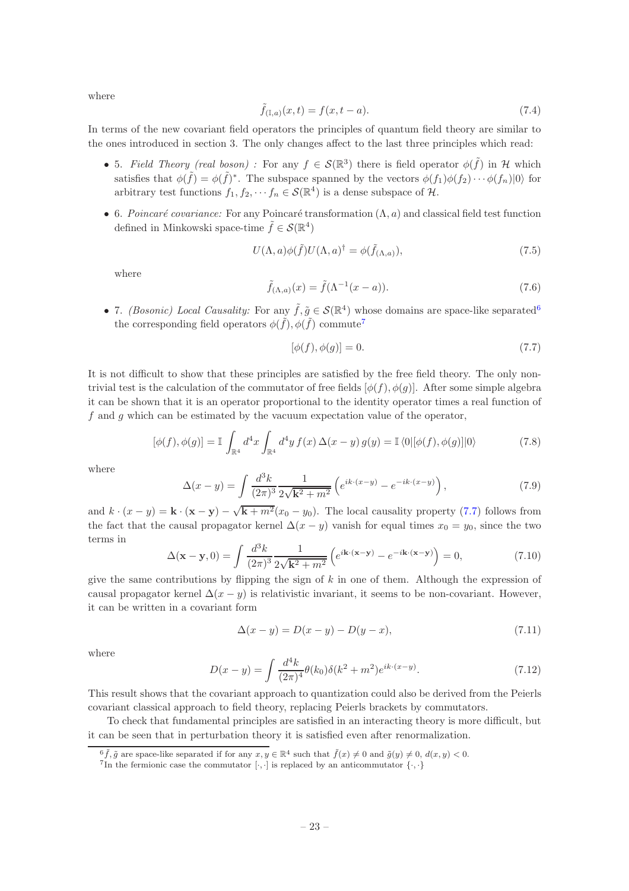where

$$\tilde{f}_{(\mathbb{I},a)}(x,t) = f(x, t-a). \tag{7.4}$$

In terms of the new covariant field operators the principles of quantum field theory are similar to the ones introduced in section 3. The only changes affect to the last three principles which read:

- 5. *Field Theory (real boson) :* For any $f \in \mathcal{S}(\mathbb{R}^3)$ there is field operator $\phi(\tilde{f})$ in $\mathcal{H}$ which satisfies that $\phi(\bar{\tilde{f}}) = \phi(\tilde{f})^*$. The subspace spanned by the vectors $\phi(f_1)\phi(f_2)\cdots\phi(f_n)|0\rangle$ for arbitrary test functions $f_1, f_2, \cdots f_n \in \mathcal{S}(\mathbb{R}^4)$ is a dense subspace of $\mathcal{H}$.

- 6. *Poincaré covariance:* For any Poincaré transformation $(\Lambda, a)$ and classical field test function defined in Minkowski space-time $\tilde{f} \in \mathcal{S}(\mathbb{R}^4)$

$$U(\Lambda, a)\phi(\tilde{f})U(\Lambda, a)^\dagger = \phi(\tilde{f}_{(\Lambda,a)}), \tag{7.5}$$

  where

$$\tilde{f}_{(\Lambda,a)}(x) = \tilde{f}(\Lambda^{-1}(x-a)). \tag{7.6}$$

- 7. *(Bosonic) Local Causality:* For any $\tilde{f}, \tilde{g} \in \mathcal{S}(\mathbb{R}^4)$ whose domains are space-like separated[6] the corresponding field operators $\phi(\tilde{f}), \phi(\tilde{f})$ commute[7]

$$[\phi(f), \phi(g)] = 0. \tag{7.7}$$

It is not difficult to show that these principles are satisfied by the free field theory. The only non-trivial test is the calculation of the commutator of free fields $[\phi(f), \phi(g)]$. After some simple algebra it can be shown that it is an operator proportional to the identity operator times a real function of $f$ and $g$ which can be estimated by the vacuum expectation value of the operator,

$$[\phi(f), \phi(g)] = \mathbb{I} \int_{\mathbb{R}^4} d^4x \int_{\mathbb{R}^4} d^4y\, f(x)\, \Delta(x-y)\, g(y) = \mathbb{I}\, \langle 0|[\phi(f), \phi(g)]|0\rangle \tag{7.8}$$

where

$$\Delta(x-y) = \int \frac{d^3k}{(2\pi)^3} \frac{1}{2\sqrt{\mathbf{k}^2 + m^2}} \left( e^{ik\cdot(x-y)} - e^{-ik\cdot(x-y)} \right), \tag{7.9}$$

and $k \cdot (x-y) = \mathbf{k} \cdot (\mathbf{x} - \mathbf{y}) - \sqrt{\mathbf{k} + m^2}(x_0 - y_0)$. The local causality property (7.7) follows from the fact that the causal propagator kernel $\Delta(x-y)$ vanish for equal times $x_0 = y_0$, since the two terms in

$$\Delta(\mathbf{x} - \mathbf{y}, 0) = \int \frac{d^3k}{(2\pi)^3} \frac{1}{2\sqrt{\mathbf{k}^2 + m^2}} \left( e^{i\mathbf{k}\cdot(\mathbf{x}-\mathbf{y})} - e^{-i\mathbf{k}\cdot(\mathbf{x}-\mathbf{y})} \right) = 0, \tag{7.10}$$

give the same contributions by flipping the sign of $k$ in one of them. Although the expression of causal propagator kernel $\Delta(x-y)$ is relativistic invariant, it seems to be non-covariant. However, it can be written in a covariant form

$$\Delta(x-y) = D(x-y) - D(y-x), \tag{7.11}$$

where

$$D(x-y) = \int \frac{d^4k}{(2\pi)^4} \theta(k_0) \delta(k^2 + m^2) e^{ik\cdot(x-y)}. \tag{7.12}$$

This result shows that the covariant approach to quantization could also be derived from the Peierls covariant classical approach to field theory, replacing Peierls brackets by commutators.

To check that fundamental principles are satisfied in an interacting theory is more difficult, but it can be seen that in perturbation theory it is satisfied even after renormalization.

---

[6] $\tilde{f}, \tilde{g}$ are space-like separated if for any $x, y \in \mathbb{R}^4$ such that $\tilde{f}(x) \neq 0$ and $\tilde{g}(y) \neq 0$, $d(x, y) < 0$.

[7] In the fermionic case the commutator $[\cdot, \cdot]$ is replaced by an anticommutator $\{\cdot, \cdot\}$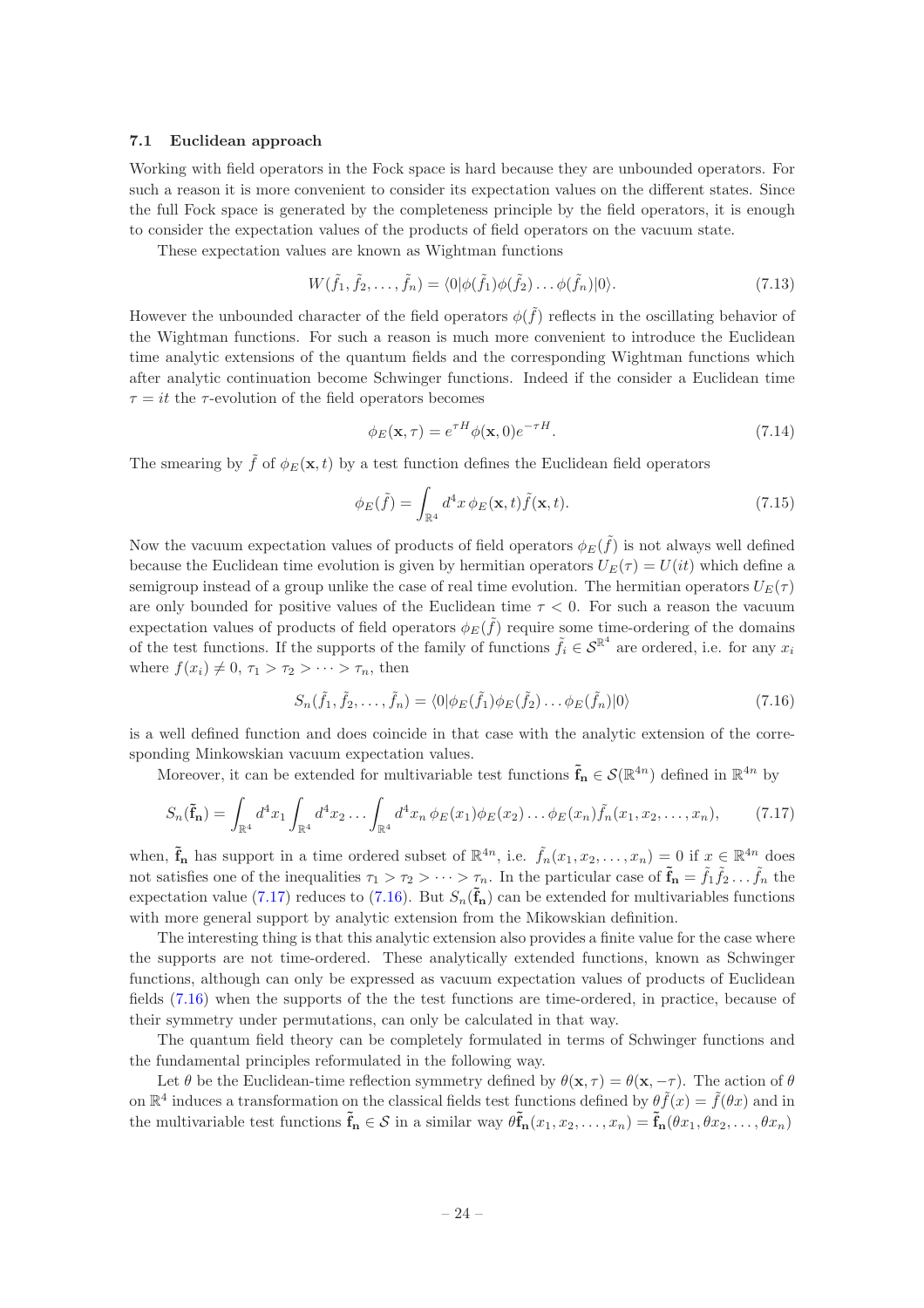### 7.1 Euclidean approach

Working with field operators in the Fock space is hard because they are unbounded operators. For such a reason it is more convenient to consider its expectation values on the different states. Since the full Fock space is generated by the completeness principle by the field operators, it is enough to consider the expectation values of the products of field operators on the vacuum state.

These expectation values are known as Wightman functions

$$W(\tilde{f}_1, \tilde{f}_2, \ldots, \tilde{f}_n) = \langle 0|\phi(\tilde{f}_1)\phi(\tilde{f}_2)\ldots\phi(\tilde{f}_n)|0\rangle. \tag{7.13}$$

However the unbounded character of the field operators $\phi(\tilde{f})$ reflects in the oscillating behavior of the Wightman functions. For such a reason is much more convenient to introduce the Euclidean time analytic extensions of the quantum fields and the corresponding Wightman functions which after analytic continuation become Schwinger functions. Indeed if the consider a Euclidean time $\tau = it$ the $\tau$-evolution of the field operators becomes

$$\phi_E(\mathbf{x}, \tau) = e^{\tau H}\phi(\mathbf{x}, 0)e^{-\tau H}. \tag{7.14}$$

The smearing by $\tilde{f}$ of $\phi_E(\mathbf{x}, t)$ by a test function defines the Euclidean field operators

$$\phi_E(\tilde{f}) = \int_{\mathbb{R}^4} d^4x\, \phi_E(\mathbf{x}, t)\tilde{f}(\mathbf{x}, t). \tag{7.15}$$

Now the vacuum expectation values of products of field operators $\phi_E(\tilde{f})$ is not always well defined because the Euclidean time evolution is given by hermitian operators $U_E(\tau) = U(it)$ which define a semigroup instead of a group unlike the case of real time evolution. The hermitian operators $U_E(\tau)$ are only bounded for positive values of the Euclidean time $\tau < 0$. For such a reason the vacuum expectation values of products of field operators $\phi_E(\tilde{f})$ require some time-ordering of the domains of the test functions. If the supports of the family of functions $\tilde{f}_i \in \mathcal{S}^{\mathbb{R}^4}$ are ordered, i.e. for any $x_i$ where $f(x_i) \neq 0$, $\tau_1 > \tau_2 > \cdots > \tau_n$, then

$$S_n(\tilde{f}_1, \tilde{f}_2, \ldots, \tilde{f}_n) = \langle 0|\phi_E(\tilde{f}_1)\phi_E(\tilde{f}_2)\ldots\phi_E(\tilde{f}_n)|0\rangle \tag{7.16}$$

is a well defined function and does coincide in that case with the analytic extension of the corresponding Minkowskian vacuum expectation values.

Moreover, it can be extended for multivariable test functions $\tilde{\mathbf{f}}_\mathbf{n} \in \mathcal{S}(\mathbb{R}^{4n})$ defined in $\mathbb{R}^{4n}$ by

$$S_n(\tilde{\mathbf{f}}_\mathbf{n}) = \int_{\mathbb{R}^4} d^4x_1 \int_{\mathbb{R}^4} d^4x_2 \ldots \int_{\mathbb{R}^4} d^4x_n\, \phi_E(x_1)\phi_E(x_2)\ldots\phi_E(x_n)\tilde{f}_n(x_1, x_2, \ldots, x_n), \tag{7.17}$$

when, $\tilde{\mathbf{f}}_\mathbf{n}$ has support in a time ordered subset of $\mathbb{R}^{4n}$, i.e. $\tilde{f}_n(x_1, x_2, \ldots, x_n) = 0$ if $x \in \mathbb{R}^{4n}$ does not satisfies one of the inequalities $\tau_1 > \tau_2 > \cdots > \tau_n$. In the particular case of $\tilde{\mathbf{f}}_\mathbf{n} = \tilde{f}_1\tilde{f}_2\ldots\tilde{f}_n$ the expectation value (7.17) reduces to (7.16). But $S_n(\tilde{\mathbf{f}}_\mathbf{n})$ can be extended for multivariables functions with more general support by analytic extension from the Mikowskian definition.

The interesting thing is that this analytic extension also provides a finite value for the case where the supports are not time-ordered. These analytically extended functions, known as Schwinger functions, although can only be expressed as vacuum expectation values of products of Euclidean fields (7.16) when the supports of the the test functions are time-ordered, in practice, because of their symmetry under permutations, can only be calculated in that way.

The quantum field theory can be completely formulated in terms of Schwinger functions and the fundamental principles reformulated in the following way.

Let $\theta$ be the Euclidean-time reflection symmetry defined by $\theta(\mathbf{x}, \tau) = \theta(\mathbf{x}, -\tau)$. The action of $\theta$ on $\mathbb{R}^4$ induces a transformation on the classical fields test functions defined by $\theta\tilde{f}(x) = \tilde{f}(\theta x)$ and in the multivariable test functions $\tilde{\mathbf{f}}_\mathbf{n} \in \mathcal{S}$ in a similar way $\theta\tilde{\mathbf{f}}_\mathbf{n}(x_1, x_2, \ldots, x_n) = \tilde{\mathbf{f}}_\mathbf{n}(\theta x_1, \theta x_2, \ldots, \theta x_n)$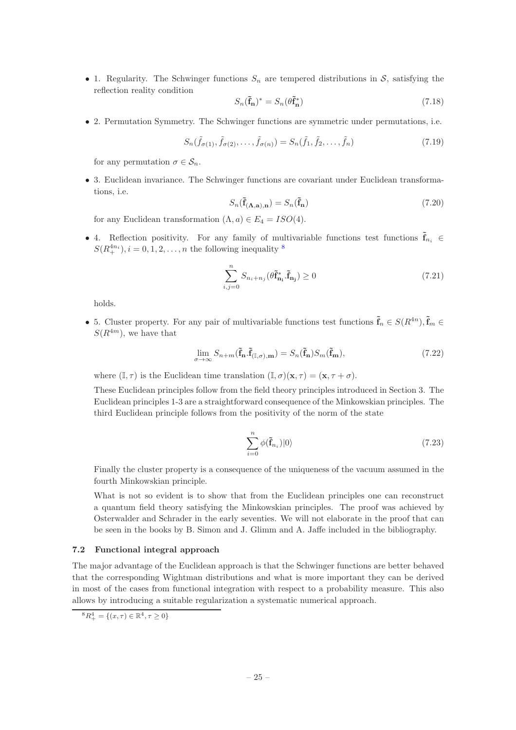- 1. Regularity. The Schwinger functions $S_n$ are tempered distributions in $\mathcal{S}$, satisfying the reflection reality condition

$$S_n(\tilde{\mathbf{f}}_{\mathbf{n}})^* = S_n(\theta\tilde{\mathbf{f}}^*_{\mathbf{n}}) \tag{7.18}$$

- 2. Permutation Symmetry. The Schwinger functions are symmetric under permutations, i.e.

$$S_n(\tilde{f}_{\sigma(1)}, \tilde{f}_{\sigma(2)}, \ldots, \tilde{f}_{\sigma(n)}) = S_n(\tilde{f}_1, \tilde{f}_2, \ldots, \tilde{f}_n) \tag{7.19}$$

  for any permutation $\sigma \in \mathcal{S}_n$.

- 3. Euclidean invariance. The Schwinger functions are covariant under Euclidean transformations, i.e.

$$S_n(\tilde{\mathbf{f}}_{(\mathbf{\Lambda},\mathbf{a}),\mathbf{n}}) = S_n(\tilde{\mathbf{f}}_{\mathbf{n}}) \tag{7.20}$$

  for any Euclidean transformation $(\Lambda, a) \in E_4 = ISO(4)$.

- 4. Reflection positivity. For any family of multivariable functions test functions $\tilde{\mathbf{f}}_{n_i} \in S(R_+^{4n_i}), i = 0, 1, 2, \ldots, n$ the following inequality [8]

$$\sum_{i,j=0}^{n} S_{n_i+n_j}(\theta\tilde{\mathbf{f}}^*_{\mathbf{n_i}}.\tilde{\mathbf{f}}_{\mathbf{n_j}}) \geq 0 \tag{7.21}$$

  holds.

- 5. Cluster property. For any pair of multivariable functions test functions $\tilde{\mathbf{f}}_n \in S(R^{4n}), \tilde{\mathbf{f}}_m \in S(R^{4m})$, we have that

$$\lim_{\sigma\to\infty} S_{n+m}(\tilde{\mathbf{f}}_{\mathbf{n}}.\tilde{\mathbf{f}}_{(\mathbb{I},\sigma),\mathbf{m}}) = S_n(\tilde{\mathbf{f}}_{\mathbf{n}})S_m(\tilde{\mathbf{f}}_{\mathbf{m}}), \tag{7.22}$$

  where $(\mathbb{I}, \tau)$ is the Euclidean time translation $(\mathbb{I}, \sigma)(\mathbf{x}, \tau) = (\mathbf{x}, \tau + \sigma)$.

  These Euclidean principles follow from the field theory principles introduced in Section 3. The Euclidean principles 1-3 are a straightforward consequence of the Minkowskian principles. The third Euclidean principle follows from the positivity of the norm of the state

$$\sum_{i=0}^{n} \phi(\tilde{\mathbf{f}}_{n_i})|0\rangle \tag{7.23}$$

  Finally the cluster property is a consequence of the uniqueness of the vacuum assumed in the fourth Minkowskian principle.

  What is not so evident is to show that from the Euclidean principles one can reconstruct a quantum field theory satisfying the Minkowskian principles. The proof was achieved by Osterwalder and Schrader in the early seventies. We will not elaborate in the proof that can be seen in the books by B. Simon and J. Glimm and A. Jaffe included in the bibliography.

### 7.2 Functional integral approach

The major advantage of the Euclidean approach is that the Schwinger functions are better behaved that the corresponding Wightman distributions and what is more important they can be derived in most of the cases from functional integration with respect to a probability measure. This also allows by introducing a suitable regularization a systematic numerical approach.

[8] $R_+^4 = \{(x, \tau) \in \mathbb{R}^4, \tau \geq 0\}$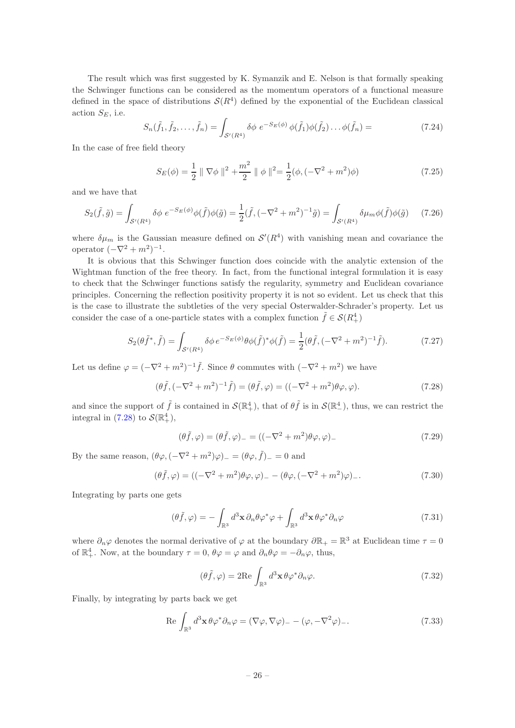The result which was first suggested by K. Symanzik and E. Nelson is that formally speaking the Schwinger functions can be considered as the momentum operators of a functional measure defined in the space of distributions $\mathcal{S}(R^4)$ defined by the exponential of the Euclidean classical action $S_E$, i.e.

$$S_n(\tilde{f}_1, \tilde{f}_2, \ldots, \tilde{f}_n) = \int_{\mathcal{S}'(R^4)} \delta\phi \; e^{-S_E(\phi)} \, \phi(\tilde{f}_1)\phi(\tilde{f}_2)\ldots\phi(\tilde{f}_n) = \tag{7.24}$$

In the case of free field theory

$$S_E(\phi) = \frac{1}{2} \parallel \nabla\phi \parallel^2 + \frac{m^2}{2} \parallel \phi \parallel^2 = \frac{1}{2}(\phi, (-\nabla^2 + m^2)\phi) \tag{7.25}$$

and we have that

$$S_2(\tilde{f}, \tilde{g}) = \int_{\mathcal{S}'(R^4)} \delta\phi \; e^{-S_E(\phi)} \phi(\tilde{f})\phi(\tilde{g}) = \frac{1}{2}(\tilde{f}, (-\nabla^2 + m^2)^{-1}\tilde{g}) = \int_{\mathcal{S}'(R^4)} \delta\mu_m \phi(\tilde{f})\phi(\tilde{g}) \tag{7.26}$$

where $\delta\mu_m$ is the Gaussian measure defined on $\mathcal{S}'(R^4)$ with vanishing mean and covariance the operator $(-\nabla^2 + m^2)^{-1}$.

It is obvious that this Schwinger function does coincide with the analytic extension of the Wightman function of the free theory. In fact, from the functional integral formulation it is easy to check that the Schwinger functions satisfy the regularity, symmetry and Euclidean covariance principles. Concerning the reflection positivity property it is not so evident. Let us check that this is the case to illustrate the subtleties of the very special Osterwalder-Schrader's property. Let us consider the case of a one-particle states with a complex function $\tilde{f} \in \mathcal{S}(R^4_+)$

$$S_2(\theta\tilde{f}^*, \tilde{f}) = \int_{\mathcal{S}'(R^4)} \delta\phi \, e^{-S_E(\phi)} \theta\phi(\tilde{f})^* \phi(\tilde{f}) = \frac{1}{2}(\theta\tilde{f}, (-\nabla^2 + m^2)^{-1}\tilde{f}). \tag{7.27}$$

Let us define $\varphi = (-\nabla^2 + m^2)^{-1}\tilde{f}$. Since $\theta$ commutes with $(-\nabla^2 + m^2)$ we have

$$(\theta\tilde{f}, (-\nabla^2 + m^2)^{-1}\tilde{f}) = (\theta\tilde{f}, \varphi) = ((-\nabla^2 + m^2)\theta\varphi, \varphi). \tag{7.28}$$

and since the support of $\tilde{f}$ is contained in $\mathcal{S}(\mathbb{R}^4_+)$, that of $\theta\tilde{f}$ is in $\mathcal{S}(\mathbb{R}^4_-)$, thus, we can restrict the integral in (7.28) to $\mathcal{S}(\mathbb{R}^4_+)$,

$$(\theta\tilde{f}, \varphi) = (\theta\tilde{f}, \varphi)_- = ((-\nabla^2 + m^2)\theta\varphi, \varphi)_- \tag{7.29}$$

By the same reason, $(\theta\varphi, (-\nabla^2 + m^2)\varphi)_- = (\theta\varphi, \tilde{f})_- = 0$ and

$$(\theta\tilde{f}, \varphi) = ((-\nabla^2 + m^2)\theta\varphi, \varphi)_- - (\theta\varphi, (-\nabla^2 + m^2)\varphi)_-. \tag{7.30}$$

Integrating by parts one gets

$$(\theta\tilde{f}, \varphi) = -\int_{\mathbb{R}^3} d^3\mathbf{x} \, \partial_n\theta\varphi^*\varphi + \int_{\mathbb{R}^3} d^3\mathbf{x} \, \theta\varphi^*\partial_n\varphi \tag{7.31}$$

where $\partial_n\varphi$ denotes the normal derivative of $\varphi$ at the boundary $\partial\mathbb{R}_+ = \mathbb{R}^3$ at Euclidean time $\tau = 0$ of $\mathbb{R}^4_+$. Now, at the boundary $\tau = 0$, $\theta\varphi = \varphi$ and $\partial_n\theta\varphi = -\partial_n\varphi$, thus,

$$(\theta\tilde{f}, \varphi) = 2\mathrm{Re} \int_{\mathbb{R}^3} d^3\mathbf{x} \, \theta\varphi^*\partial_n\varphi. \tag{7.32}$$

Finally, by integrating by parts back we get

$$\mathrm{Re} \int_{\mathbb{R}^3} d^3\mathbf{x} \, \theta\varphi^*\partial_n\varphi = (\nabla\varphi, \nabla\varphi)_- - (\varphi, -\nabla^2\varphi)_-. \tag{7.33}$$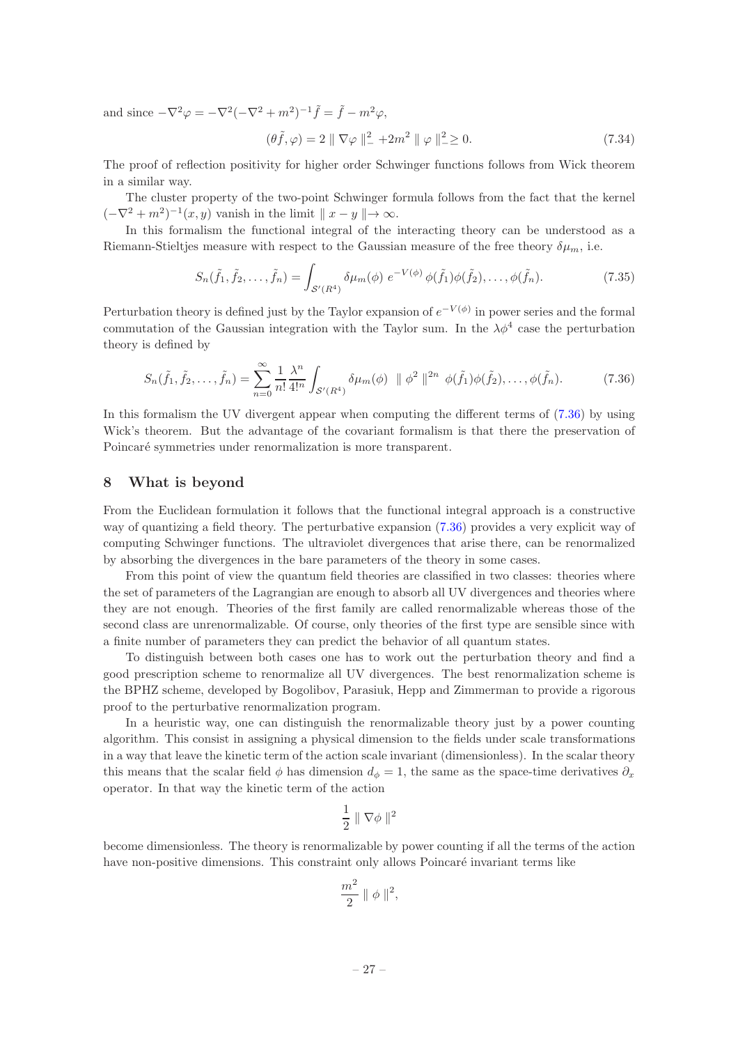and since $-\nabla^2 \varphi = -\nabla^2(-\nabla^2 + m^2)^{-1}\tilde{f} = \tilde{f} - m^2\varphi$,

$$(\theta\tilde{f}, \varphi) = 2 \parallel \nabla\varphi \parallel_-^2 + 2m^2 \parallel \varphi \parallel_-^2 \geq 0. \tag{7.34}$$

The proof of reflection positivity for higher order Schwinger functions follows from Wick theorem in a similar way.

The cluster property of the two-point Schwinger formula follows from the fact that the kernel $(-\nabla^2 + m^2)^{-1}(x, y)$ vanish in the limit $\parallel x - y \parallel \to \infty$.

In this formalism the functional integral of the interacting theory can be understood as a Riemann-Stieltjes measure with respect to the Gaussian measure of the free theory $\delta\mu_m$, i.e.

$$S_n(\tilde{f}_1, \tilde{f}_2, \ldots, \tilde{f}_n) = \int_{\mathcal{S}'(R^4)} \delta\mu_m(\phi)\; e^{-V(\phi)}\, \phi(\tilde{f}_1)\phi(\tilde{f}_2), \ldots, \phi(\tilde{f}_n). \tag{7.35}$$

Perturbation theory is defined just by the Taylor expansion of $e^{-V(\phi)}$ in power series and the formal commutation of the Gaussian integration with the Taylor sum. In the $\lambda\phi^4$ case the perturbation theory is defined by

$$S_n(\tilde{f}_1, \tilde{f}_2, \ldots, \tilde{f}_n) = \sum_{n=0}^{\infty} \frac{1}{n!}\frac{\lambda^n}{4!^n} \int_{\mathcal{S}'(R^4)} \delta\mu_m(\phi)\;\; \parallel \phi^2 \parallel^{2n}\; \phi(\tilde{f}_1)\phi(\tilde{f}_2), \ldots, \phi(\tilde{f}_n). \tag{7.36}$$

In this formalism the UV divergent appear when computing the different terms of (7.36) by using Wick's theorem. But the advantage of the covariant formalism is that there the preservation of Poincaré symmetries under renormalization is more transparent.

# 8 What is beyond

From the Euclidean formulation it follows that the functional integral approach is a constructive way of quantizing a field theory. The perturbative expansion (7.36) provides a very explicit way of computing Schwinger functions. The ultraviolet divergences that arise there, can be renormalized by absorbing the divergences in the bare parameters of the theory in some cases.

From this point of view the quantum field theories are classified in two classes: theories where the set of parameters of the Lagrangian are enough to absorb all UV divergences and theories where they are not enough. Theories of the first family are called renormalizable whereas those of the second class are unrenormalizable. Of course, only theories of the first type are sensible since with a finite number of parameters they can predict the behavior of all quantum states.

To distinguish between both cases one has to work out the perturbation theory and find a good prescription scheme to renormalize all UV divergences. The best renormalization scheme is the BPHZ scheme, developed by Bogolibov, Parasiuk, Hepp and Zimmerman to provide a rigorous proof to the perturbative renormalization program.

In a heuristic way, one can distinguish the renormalizable theory just by a power counting algorithm. This consist in assigning a physical dimension to the fields under scale transformations in a way that leave the kinetic term of the action scale invariant (dimensionless). In the scalar theory this means that the scalar field $\phi$ has dimension $d_\phi = 1$, the same as the space-time derivatives $\partial_x$ operator. In that way the kinetic term of the action

$$\frac{1}{2} \parallel \nabla\phi \parallel^2$$

become dimensionless. The theory is renormalizable by power counting if all the terms of the action have non-positive dimensions. This constraint only allows Poincaré invariant terms like

$$\frac{m^2}{2} \parallel \phi \parallel^2,$$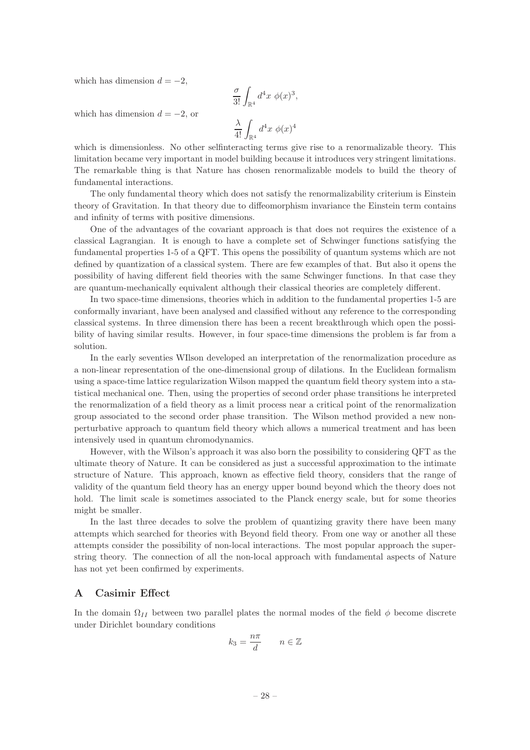which has dimension $d = -2$,

$$\frac{\sigma}{3!} \int_{\mathbb{R}^4} d^4x \; \phi(x)^3,$$

which has dimension $d = -2$, or

$$\frac{\lambda}{4!} \int_{\mathbb{R}^4} d^4x \; \phi(x)^4$$

which is dimensionless. No other selfinteracting terms give rise to a renormalizable theory. This limitation became very important in model building because it introduces very stringent limitations. The remarkable thing is that Nature has chosen renormalizable models to build the theory of fundamental interactions.

The only fundamental theory which does not satisfy the renormalizability criterium is Einstein theory of Gravitation. In that theory due to diffeomorphism invariance the Einstein term contains and infinity of terms with positive dimensions.

One of the advantages of the covariant approach is that does not requires the existence of a classical Lagrangian. It is enough to have a complete set of Schwinger functions satisfying the fundamental properties 1-5 of a QFT. This opens the possibility of quantum systems which are not defined by quantization of a classical system. There are few examples of that. But also it opens the possibility of having different field theories with the same Schwinger functions. In that case they are quantum-mechanically equivalent although their classical theories are completely different.

In two space-time dimensions, theories which in addition to the fundamental properties 1-5 are conformally invariant, have been analysed and classified without any reference to the corresponding classical systems. In three dimension there has been a recent breakthrough which open the possibility of having similar results. However, in four space-time dimensions the problem is far from a solution.

In the early seventies WIlson developed an interpretation of the renormalization procedure as a non-linear representation of the one-dimensional group of dilations. In the Euclidean formalism using a space-time lattice regularization Wilson mapped the quantum field theory system into a statistical mechanical one. Then, using the properties of second order phase transitions he interpreted the renormalization of a field theory as a limit process near a critical point of the renormalization group associated to the second order phase transition. The Wilson method provided a new non-perturbative approach to quantum field theory which allows a numerical treatment and has been intensively used in quantum chromodynamics.

However, with the Wilson's approach it was also born the possibility to considering QFT as the ultimate theory of Nature. It can be considered as just a successful approximation to the intimate structure of Nature. This approach, known as effective field theory, considers that the range of validity of the quantum field theory has an energy upper bound beyond which the theory does not hold. The limit scale is sometimes associated to the Planck energy scale, but for some theories might be smaller.

In the last three decades to solve the problem of quantizing gravity there have been many attempts which searched for theories with Beyond field theory. From one way or another all these attempts consider the possibility of non-local interactions. The most popular approach the superstring theory. The connection of all the non-local approach with fundamental aspects of Nature has not yet been confirmed by experiments.

## A Casimir Effect

In the domain $\Omega_{II}$ between two parallel plates the normal modes of the field $\phi$ become discrete under Dirichlet boundary conditions

$$k_3 = \frac{n\pi}{d} \qquad n \in \mathbb{Z}$$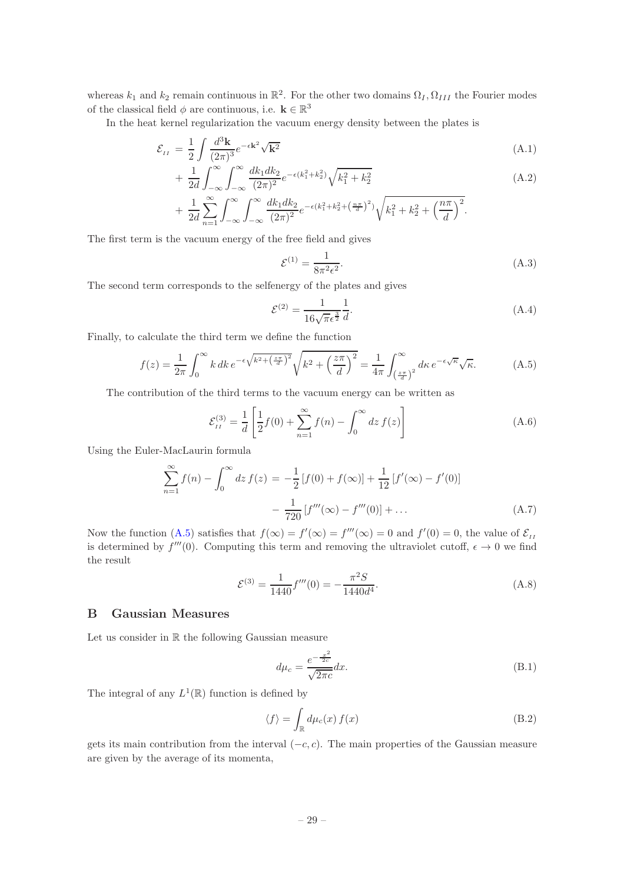whereas $k_1$ and $k_2$ remain continuous in $\mathbb{R}^2$. For the other two domains $\Omega_I, \Omega_{III}$ the Fourier modes of the classical field $\phi$ are continuous, i.e. $\mathbf{k} \in \mathbb{R}^3$

In the heat kernel regularization the vacuum energy density between the plates is

$$
\begin{aligned}
\mathcal{E}_{_{II}} &= \frac{1}{2}\int \frac{d^3\mathbf{k}}{(2\pi)^3} e^{-\epsilon \mathbf{k}^2}\sqrt{\mathbf{k}^2} && \text{(A.1)}\\
&+ \frac{1}{2d}\int_{-\infty}^{\infty}\int_{-\infty}^{\infty} \frac{dk_1 dk_2}{(2\pi)^2} e^{-\epsilon(k_1^2+k_2^2)}\sqrt{k_1^2+k_2^2} && \text{(A.2)}\\
&+ \frac{1}{2d}\sum_{n=1}^{\infty}\int_{-\infty}^{\infty}\int_{-\infty}^{\infty} \frac{dk_1 dk_2}{(2\pi)^2} e^{-\epsilon(k_1^2+k_2^2+\left(\frac{n\pi}{d}\right)^2)}\sqrt{k_1^2+k_2^2+\left(\frac{n\pi}{d}\right)^2}.
\end{aligned}
$$

The first term is the vacuum energy of the free field and gives

$$
\mathcal{E}^{(1)} = \frac{1}{8\pi^2\epsilon^2}. \tag{A.3}
$$

The second term corresponds to the selfenergy of the plates and gives

$$
\mathcal{E}^{(2)} = \frac{1}{16\sqrt{\pi}\epsilon^{\frac{3}{2}}}\frac{1}{d}. \tag{A.4}
$$

Finally, to calculate the third term we define the function

$$
f(z) = \frac{1}{2\pi}\int_0^{\infty} k\, dk\, e^{-\epsilon\sqrt{k^2+\left(\frac{z\pi}{d}\right)^2}}\sqrt{k^2+\left(\frac{z\pi}{d}\right)^2} = \frac{1}{4\pi}\int_{\left(\frac{z\pi}{d}\right)^2}^{\infty} d\kappa\, e^{-\epsilon\sqrt{\kappa}}\sqrt{\kappa}. \tag{A.5}
$$

The contribution of the third terms to the vacuum energy can be written as

$$
\mathcal{E}_{_{II}}^{(3)} = \frac{1}{d}\left[\frac{1}{2}f(0) + \sum_{n=1}^{\infty} f(n) - \int_0^{\infty} dz\, f(z)\right] \tag{A.6}
$$

Using the Euler-MacLaurin formula

$$
\begin{aligned}
\sum_{n=1}^{\infty} f(n) - \int_0^{\infty} dz\, f(z) &= -\frac{1}{2}\left[f(0)+f(\infty)\right] + \frac{1}{12}\left[f'(\infty)-f'(0)\right]\\
&- \frac{1}{720}\left[f'''(\infty)-f'''(0)\right] + \ldots
\end{aligned} \tag{A.7}
$$

Now the function (A.5) satisfies that $f(\infty) = f'(\infty) = f'''(\infty) = 0$ and $f'(0) = 0$, the value of $\mathcal{E}_{_{II}}$ is determined by $f'''(0)$. Computing this term and removing the ultraviolet cutoff, $\epsilon \to 0$ we find the result

$$
\mathcal{E}^{(3)} = \frac{1}{1440}f'''(0) = -\frac{\pi^2 S}{1440 d^4}. \tag{A.8}
$$

## B Gaussian Measures

Let us consider in $\mathbb{R}$ the following Gaussian measure

$$
d\mu_c = \frac{e^{-\frac{x^2}{2c}}}{\sqrt{2\pi c}}dx. \tag{B.1}
$$

The integral of any $L^1(\mathbb{R})$ function is defined by

$$
\langle f \rangle = \int_{\mathbb{R}} d\mu_c(x)\, f(x) \tag{B.2}
$$

gets its main contribution from the interval $(-c, c)$. The main properties of the Gaussian measure are given by the average of its momenta,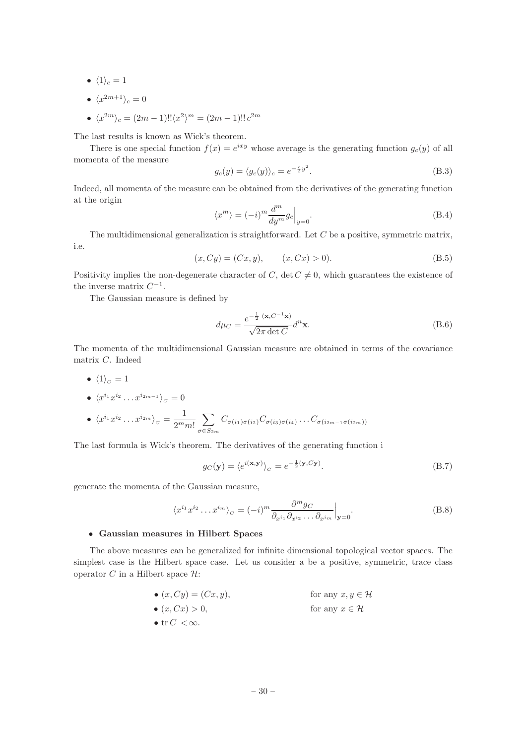- $\langle 1 \rangle_c = 1$
- $\langle x^{2m+1} \rangle_c = 0$
- $\langle x^{2m} \rangle_c = (2m-1)!!\langle x^2 \rangle^m = (2m-1)!!\, c^{2m}$

The last results is known as Wick's theorem.

There is one special function $f(x) = e^{ixy}$ whose average is the generating function $g_c(y)$ of all momenta of the measure

$$g_c(y) = \langle g_c(y) \rangle_c = e^{-\frac{c}{2}y^2}. \tag{B.3}$$

Indeed, all momenta of the measure can be obtained from the derivatives of the generating function at the origin

$$\langle x^m \rangle = (-i)^m \frac{d^m}{dy^m} g_c \Big|_{y=0}. \tag{B.4}$$

The multidimensional generalization is straightforward. Let $C$ be a positive, symmetric matrix, i.e.

$$(x, Cy) = (Cx, y), \qquad (x, Cx) > 0). \tag{B.5}$$

Positivity implies the non-degenerate character of $C$, $\det C \neq 0$, which guarantees the existence of the inverse matrix $C^{-1}$.

The Gaussian measure is defined by

$$d\mu_C = \frac{e^{-\frac{1}{2}\,(\mathbf{x}, C^{-1}\mathbf{x})}}{\sqrt{2\pi \det C}} d^n\mathbf{x}. \tag{B.6}$$

The momenta of the multidimensional Gaussian measure are obtained in terms of the covariance matrix $C$. Indeed

- $\langle 1 \rangle_C = 1$
- $\langle x^{i_1} x^{i_2} \dots x^{i_{2m-1}} \rangle_C = 0$
- $\langle x^{i_1} x^{i_2} \dots x^{i_{2m}} \rangle_C = \dfrac{1}{2^m m!} \displaystyle\sum_{\sigma \in S_{2m}} C_{\sigma(i_1)\sigma(i_2)} C_{\sigma(i_3)\sigma(i_4)} \dots C_{\sigma(i_{2m-1}\sigma(i_{2m}))}$

The last formula is Wick's theorem. The derivatives of the generating function i

$$g_C(\mathbf{y}) = \langle e^{i(\mathbf{x}, \mathbf{y})} \rangle_C = e^{-\frac{1}{2}(\mathbf{y}, C\mathbf{y})}. \tag{B.7}$$

generate the momenta of the Gaussian measure,

$$\langle x^{i_1} x^{i_2} \dots x^{i_m} \rangle_C = (-i)^m \frac{\partial^m g_C}{\partial_{x^{i_1}} \partial_{x^{i_2}} \dots \partial_{x^{i_m}}} \Big|_{\mathbf{y}=0}. \tag{B.8}$$

- **Gaussian measures in Hilbert Spaces**

The above measures can be generalized for infinite dimensional topological vector spaces. The simplest case is the Hilbert space case. Let us consider a be a positive, symmetric, trace class operator $C$ in a Hilbert space $\mathcal{H}$:

- $(x, Cy) = (Cx, y)$, for any $x, y \in \mathcal{H}$
- $(x, Cx) > 0$, for any $x \in \mathcal{H}$
- $\operatorname{tr} C < \infty$.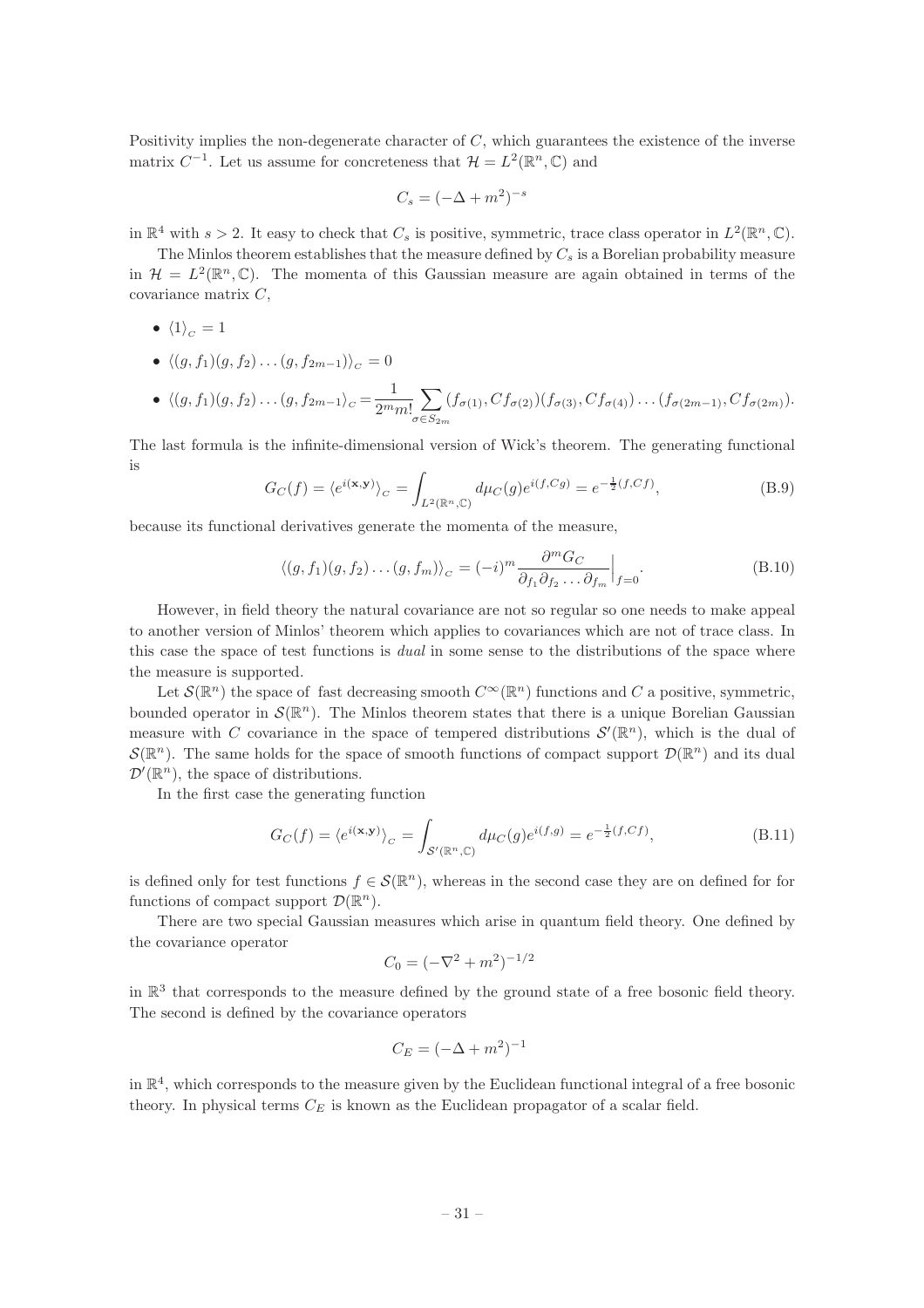Positivity implies the non-degenerate character of $C$, which guarantees the existence of the inverse matrix $C^{-1}$. Let us assume for concreteness that $\mathcal{H} = L^2(\mathbb{R}^n, \mathbb{C})$ and

$$C_s = (-\Delta + m^2)^{-s}$$

in $\mathbb{R}^4$ with $s > 2$. It easy to check that $C_s$ is positive, symmetric, trace class operator in $L^2(\mathbb{R}^n, \mathbb{C})$.

The Minlos theorem establishes that the measure defined by $C_s$ is a Borelian probability measure in $\mathcal{H} = L^2(\mathbb{R}^n, \mathbb{C})$. The momenta of this Gaussian measure are again obtained in terms of the covariance matrix $C$,

- $\langle 1 \rangle_{_C} = 1$
- $\langle (g, f_1)(g, f_2) \dots (g, f_{2m-1}) \rangle_{_C} = 0$
- $\langle (g, f_1)(g, f_2) \dots (g, f_{2m-1} \rangle_{_C} = \dfrac{1}{2^m m!} \displaystyle\sum_{\sigma \in S_{2m}} (f_{\sigma(1)}, C f_{\sigma(2)})(f_{\sigma(3)}, C f_{\sigma(4)}) \dots (f_{\sigma(2m-1)}, C f_{\sigma(2m)})$.

The last formula is the infinite-dimensional version of Wick's theorem. The generating functional is

$$G_C(f) = \langle e^{i(\mathbf{x},\mathbf{y})} \rangle_{_C} = \int_{L^2(\mathbb{R}^n,\mathbb{C})} d\mu_C(g) e^{i(f, Cg)} = e^{-\frac{1}{2}(f, Cf)}, \tag{B.9}$$

because its functional derivatives generate the momenta of the measure,

$$\langle (g, f_1)(g, f_2) \dots (g, f_m) \rangle_{_C} = (-i)^m \frac{\partial^m G_C}{\partial_{f_1} \partial_{f_2} \dots \partial_{f_m}} \Big|_{f=0}. \tag{B.10}$$

However, in field theory the natural covariance are not so regular so one needs to make appeal to another version of Minlos' theorem which applies to covariances which are not of trace class. In this case the space of test functions is *dual* in some sense to the distributions of the space where the measure is supported.

Let $\mathcal{S}(\mathbb{R}^n)$ the space of fast decreasing smooth $C^\infty(\mathbb{R}^n)$ functions and $C$ a positive, symmetric, bounded operator in $\mathcal{S}(\mathbb{R}^n)$. The Minlos theorem states that there is a unique Borelian Gaussian measure with $C$ covariance in the space of tempered distributions $\mathcal{S}'(\mathbb{R}^n)$, which is the dual of $\mathcal{S}(\mathbb{R}^n)$. The same holds for the space of smooth functions of compact support $\mathcal{D}(\mathbb{R}^n)$ and its dual $\mathcal{D}'(\mathbb{R}^n)$, the space of distributions.

In the first case the generating function

$$G_C(f) = \langle e^{i(\mathbf{x},\mathbf{y})} \rangle_{_C} = \int_{\mathcal{S}'(\mathbb{R}^n,\mathbb{C})} d\mu_C(g) e^{i(f,g)} = e^{-\frac{1}{2}(f, Cf)}, \tag{B.11}$$

is defined only for test functions $f \in \mathcal{S}(\mathbb{R}^n)$, whereas in the second case they are on defined for for functions of compact support $\mathcal{D}(\mathbb{R}^n)$.

There are two special Gaussian measures which arise in quantum field theory. One defined by the covariance operator

$$C_0 = (-\nabla^2 + m^2)^{-1/2}$$

in $\mathbb{R}^3$ that corresponds to the measure defined by the ground state of a free bosonic field theory. The second is defined by the covariance operators

$$C_E = (-\Delta + m^2)^{-1}$$

in $\mathbb{R}^4$, which corresponds to the measure given by the Euclidean functional integral of a free bosonic theory. In physical terms $C_E$ is known as the Euclidean propagator of a scalar field.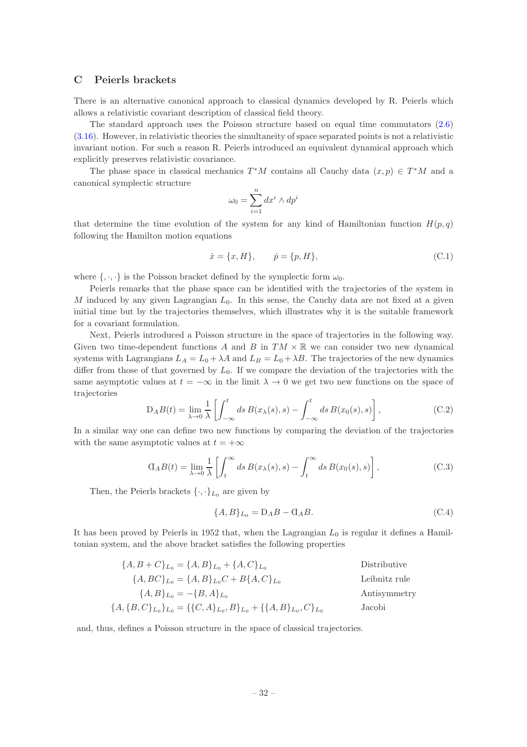# C Peierls brackets

There is an alternative canonical approach to classical dynamics developed by R. Peierls which allows a relativistic covariant description of classical field theory.

The standard approach uses the Poisson structure based on equal time commutators (2.6) (3.16). However, in relativistic theories the simultaneity of space separated points is not a relativistic invariant notion. For such a reason R. Peierls introduced an equivalent dynamical approach which explicitly preserves relativistic covariance.

The phase space in classical mechanics $T^*M$ contains all Cauchy data $(x,p) \in T^*M$ and a canonical symplectic structure

$$\omega_0 = \sum_{i=1}^{n} dx^i \wedge dp^i$$

that determine the time evolution of the system for any kind of Hamiltonian function $H(p,q)$ following the Hamilton motion equations

$$\dot{x} = \{x, H\}, \qquad \dot{p} = \{p, H\}, \tag{C.1}$$

where $\{,\cdot,\cdot\}$ is the Poisson bracket defined by the symplectic form $\omega_0$.

Peierls remarks that the phase space can be identified with the trajectories of the system in $M$ induced by any given Lagrangian $L_0$. In this sense, the Cauchy data are not fixed at a given initial time but by the trajectories themselves, which illustrates why it is the suitable framework for a covariant formulation.

Next, Peierls introduced a Poisson structure in the space of trajectories in the following way. Given two time-dependent functions $A$ and $B$ in $TM \times \mathbb{R}$ we can consider two new dynamical systems with Lagrangians $L_A = L_0 + \lambda A$ and $L_B = L_0 + \lambda B$. The trajectories of the new dynamics differ from those of that governed by $L_0$. If we compare the deviation of the trajectories with the same asymptotic values at $t = -\infty$ in the limit $\lambda \to 0$ we get two new functions on the space of trajectories

$$\mathrm{D}_A B(t) = \lim_{\lambda \to 0} \frac{1}{\lambda} \left[ \int_{-\infty}^{t} ds\, B(x_\lambda(s), s) - \int_{-\infty}^{t} ds\, B(x_0(s), s) \right], \tag{C.2}$$

In a similar way one can define two new functions by comparing the deviation of the trajectories with the same asymptotic values at $t = +\infty$

$$\text{Ɑ}_A B(t) = \lim_{\lambda \to 0} \frac{1}{\lambda} \left[ \int_{t}^{\infty} ds\, B(x_\lambda(s), s) - \int_{t}^{\infty} ds\, B(x_0(s), s) \right], \tag{C.3}$$

Then, the Peierls brackets $\{\cdot,\cdot\}_{L_0}$ are given by

$$\{A, B\}_{L_0} = \mathrm{D}_A B - \text{Ɑ}_A B. \tag{C.4}$$

It has been proved by Peierls in 1952 that, when the Lagrangian $L_0$ is regular it defines a Hamiltonian system, and the above bracket satisfies the following properties

| | |
|---|---|
| $\{A, B + C\}_{L_0} = \{A, B\}_{L_0} + \{A, C\}_{L_0}$ | Distributive |
| $\{A, BC\}_{L_0} = \{A, B\}_{L_0} C + B\{A, C\}_{L_0}$ | Leibnitz rule |
| $\{A, B\}_{L_0} = -\{B, A\}_{L_0}$ | Antisymmetry |
| $\{A, \{B, C\}_{L_0}\}_{L_0} = \{\{C, A\}_{L_0}, B\}_{L_0} + \{\{A, B\}_{L_0}, C\}_{L_0}$ | Jacobi |

and, thus, defines a Poisson structure in the space of classical trajectories.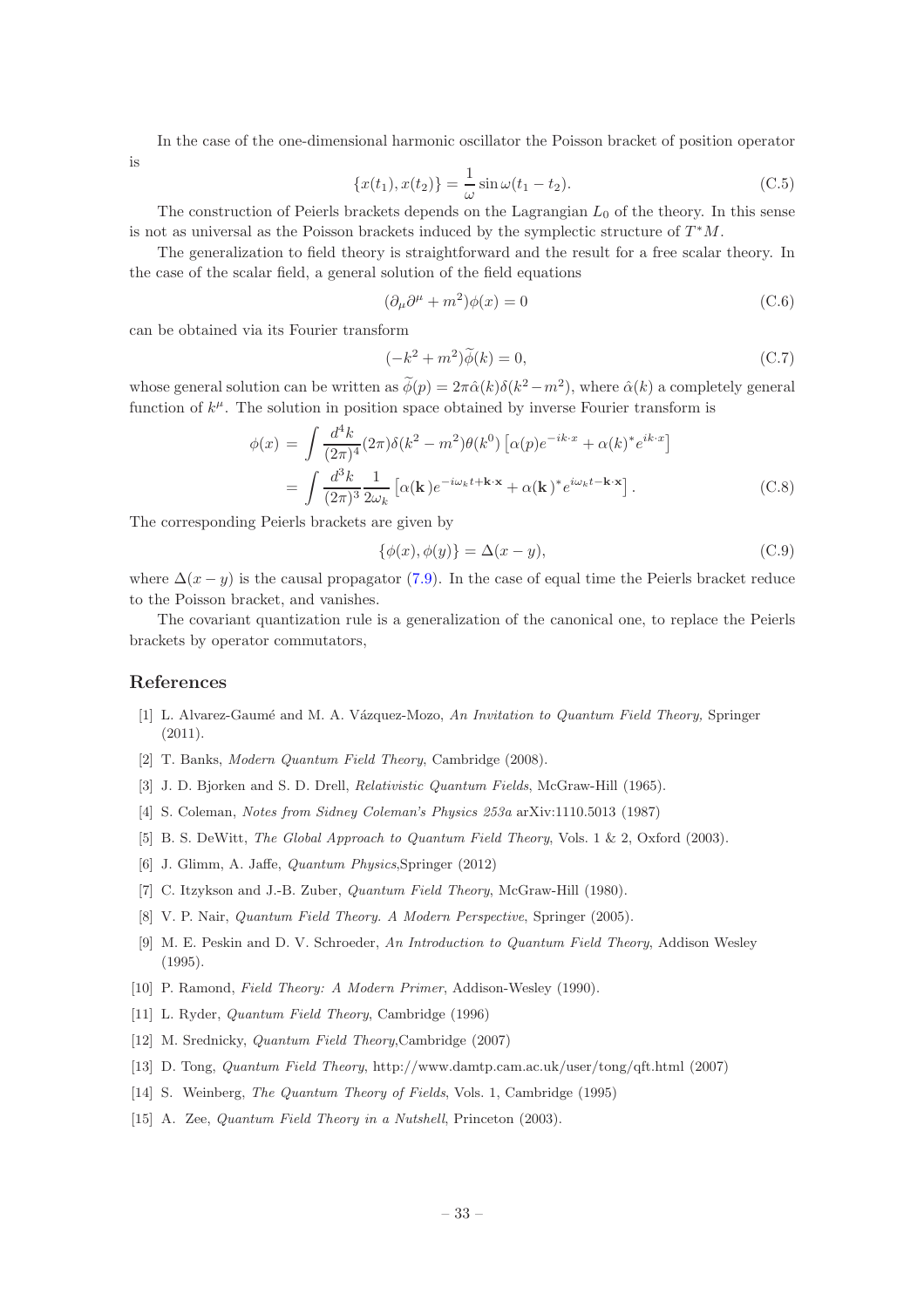In the case of the one-dimensional harmonic oscillator the Poisson bracket of position operator is

$$\{x(t_1), x(t_2)\} = \frac{1}{\omega} \sin \omega(t_1 - t_2). \tag{C.5}$$

The construction of Peierls brackets depends on the Lagrangian $L_0$ of the theory. In this sense is not as universal as the Poisson brackets induced by the symplectic structure of $T^*M$.

The generalization to field theory is straightforward and the result for a free scalar theory. In the case of the scalar field, a general solution of the field equations

$$(\partial_\mu \partial^\mu + m^2)\phi(x) = 0 \tag{C.6}$$

can be obtained via its Fourier transform

$$(-k^2 + m^2)\widetilde{\phi}(k) = 0, \tag{C.7}$$

whose general solution can be written as $\widetilde{\phi}(p) = 2\pi\hat{\alpha}(k)\delta(k^2 - m^2)$, where $\hat{\alpha}(k)$ a completely general function of $k^\mu$. The solution in position space obtained by inverse Fourier transform is

$$\begin{aligned}
\phi(x) &= \int \frac{d^4k}{(2\pi)^4}(2\pi)\delta(k^2 - m^2)\theta(k^0)\left[\alpha(p)e^{-ik\cdot x} + \alpha(k)^* e^{ik\cdot x}\right] \\
&= \int \frac{d^3k}{(2\pi)^3}\frac{1}{2\omega_k}\left[\alpha(\mathbf{k})e^{-i\omega_k t + \mathbf{k}\cdot\mathbf{x}} + \alpha(\mathbf{k})^* e^{i\omega_k t - \mathbf{k}\cdot\mathbf{x}}\right].
\end{aligned} \tag{C.8}$$

The corresponding Peierls brackets are given by

$$\{\phi(x), \phi(y)\} = \Delta(x - y), \tag{C.9}$$

where $\Delta(x - y)$ is the causal propagator (7.9). In the case of equal time the Peierls bracket reduce to the Poisson bracket, and vanishes.

The covariant quantization rule is a generalization of the canonical one, to replace the Peierls brackets by operator commutators,

## References

[1] L. Alvarez-Gaumé and M. A. Vázquez-Mozo, *An Invitation to Quantum Field Theory*, Springer (2011).

[2] T. Banks, *Modern Quantum Field Theory*, Cambridge (2008).

[3] J. D. Bjorken and S. D. Drell, *Relativistic Quantum Fields*, McGraw-Hill (1965).

[4] S. Coleman, *Notes from Sidney Coleman's Physics 253a* arXiv:1110.5013 (1987)

[5] B. S. DeWitt, *The Global Approach to Quantum Field Theory*, Vols. 1 & 2, Oxford (2003).

[6] J. Glimm, A. Jaffe, *Quantum Physics*,Springer (2012)

[7] C. Itzykson and J.-B. Zuber, *Quantum Field Theory*, McGraw-Hill (1980).

[8] V. P. Nair, *Quantum Field Theory. A Modern Perspective*, Springer (2005).

[9] M. E. Peskin and D. V. Schroeder, *An Introduction to Quantum Field Theory*, Addison Wesley (1995).

[10] P. Ramond, *Field Theory: A Modern Primer*, Addison-Wesley (1990).

[11] L. Ryder, *Quantum Field Theory*, Cambridge (1996)

[12] M. Srednicky, *Quantum Field Theory*,Cambridge (2007)

[13] D. Tong, *Quantum Field Theory*, http://www.damtp.cam.ac.uk/user/tong/qft.html (2007)

[14] S. Weinberg, *The Quantum Theory of Fields*, Vols. 1, Cambridge (1995)

[15] A. Zee, *Quantum Field Theory in a Nutshell*, Princeton (2003).